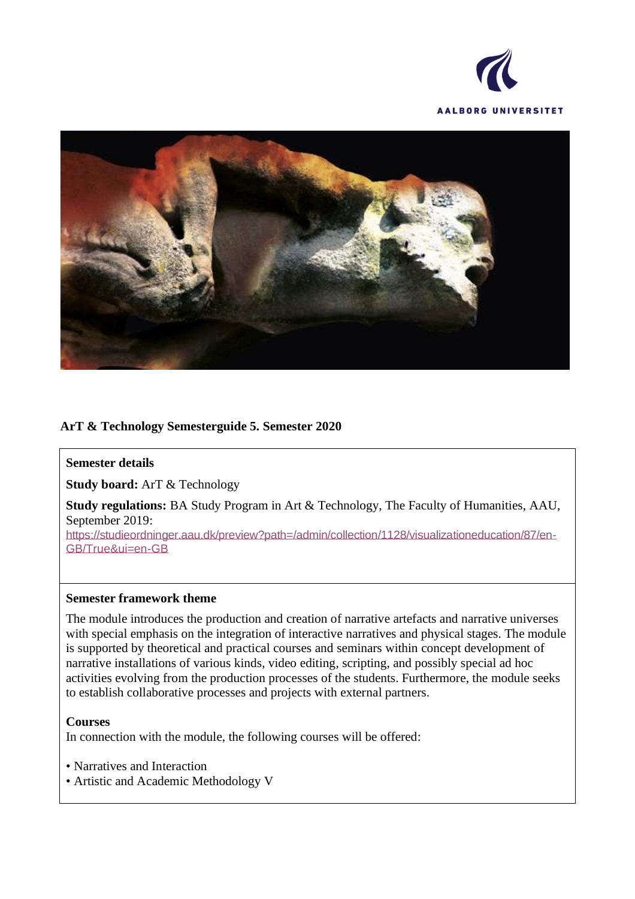AALBORG UNIVERSITET

**ArT & Technology Semesterguide 5. Semester 2020**

**Semester details**

**Study board:** ArT & Technology

**Study regulations:** BA Study Program in Art & Technology, The Faculty of Humanities, AAU, September 2019:
https://studieordninger.aau.dk/preview?path=/admin/collection/1128/visualizationeducation/87/en-GB/True&ui=en-GB

**Semester framework theme**

The module introduces the production and creation of narrative artefacts and narrative universes with special emphasis on the integration of interactive narratives and physical stages. The module is supported by theoretical and practical courses and seminars within concept development of narrative installations of various kinds, video editing, scripting, and possibly special ad hoc activities evolving from the production processes of the students. Furthermore, the module seeks to establish collaborative processes and projects with external partners.

**Courses**

In connection with the module, the following courses will be offered:

- Narratives and Interaction
- Artistic and Academic Methodology V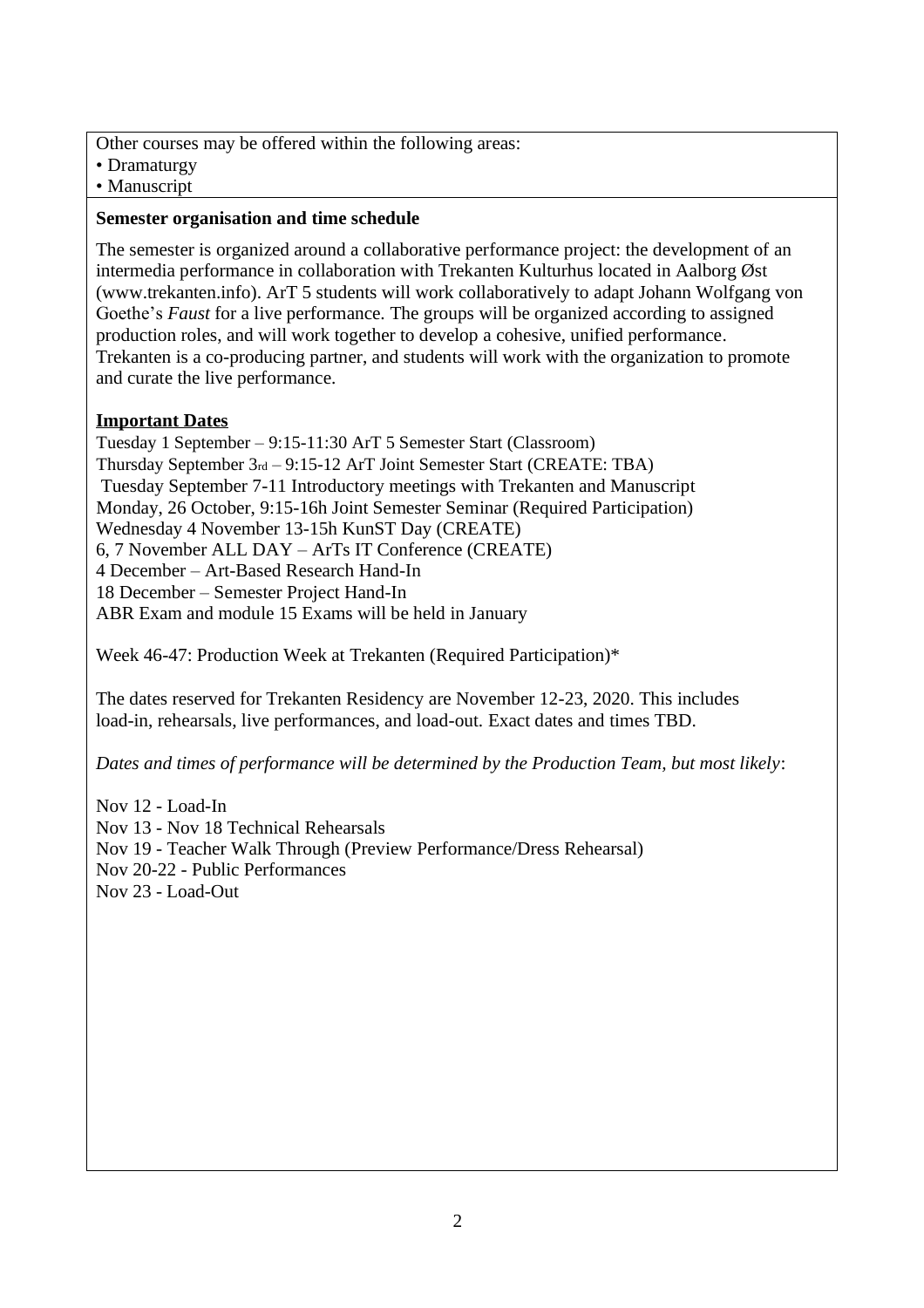Other courses may be offered within the following areas:

- Dramaturgy
- Manuscript

**Semester organisation and time schedule**

The semester is organized around a collaborative performance project: the development of an intermedia performance in collaboration with Trekanten Kulturhus located in Aalborg Øst (www.trekanten.info). ArT 5 students will work collaboratively to adapt Johann Wolfgang von Goethe's *Faust* for a live performance. The groups will be organized according to assigned production roles, and will work together to develop a cohesive, unified performance. Trekanten is a co-producing partner, and students will work with the organization to promote and curate the live performance.

**<u>Important Dates</u>**

Tuesday 1 September – 9:15-11:30 ArT 5 Semester Start (Classroom)
Thursday September 3rd – 9:15-12 ArT Joint Semester Start (CREATE: TBA)
Tuesday September 7-11 Introductory meetings with Trekanten and Manuscript
Monday, 26 October, 9:15-16h Joint Semester Seminar (Required Participation)
Wednesday 4 November 13-15h KunST Day (CREATE)
6, 7 November ALL DAY – ArTs IT Conference (CREATE)
4 December – Art-Based Research Hand-In
18 December – Semester Project Hand-In
ABR Exam and module 15 Exams will be held in January

Week 46-47: Production Week at Trekanten (Required Participation)*

The dates reserved for Trekanten Residency are November 12-23, 2020. This includes load-in, rehearsals, live performances, and load-out. Exact dates and times TBD.

*Dates and times of performance will be determined by the Production Team, but most likely*:

Nov 12 - Load-In
Nov 13 - Nov 18 Technical Rehearsals
Nov 19 - Teacher Walk Through (Preview Performance/Dress Rehearsal)
Nov 20-22 - Public Performances
Nov 23 - Load-Out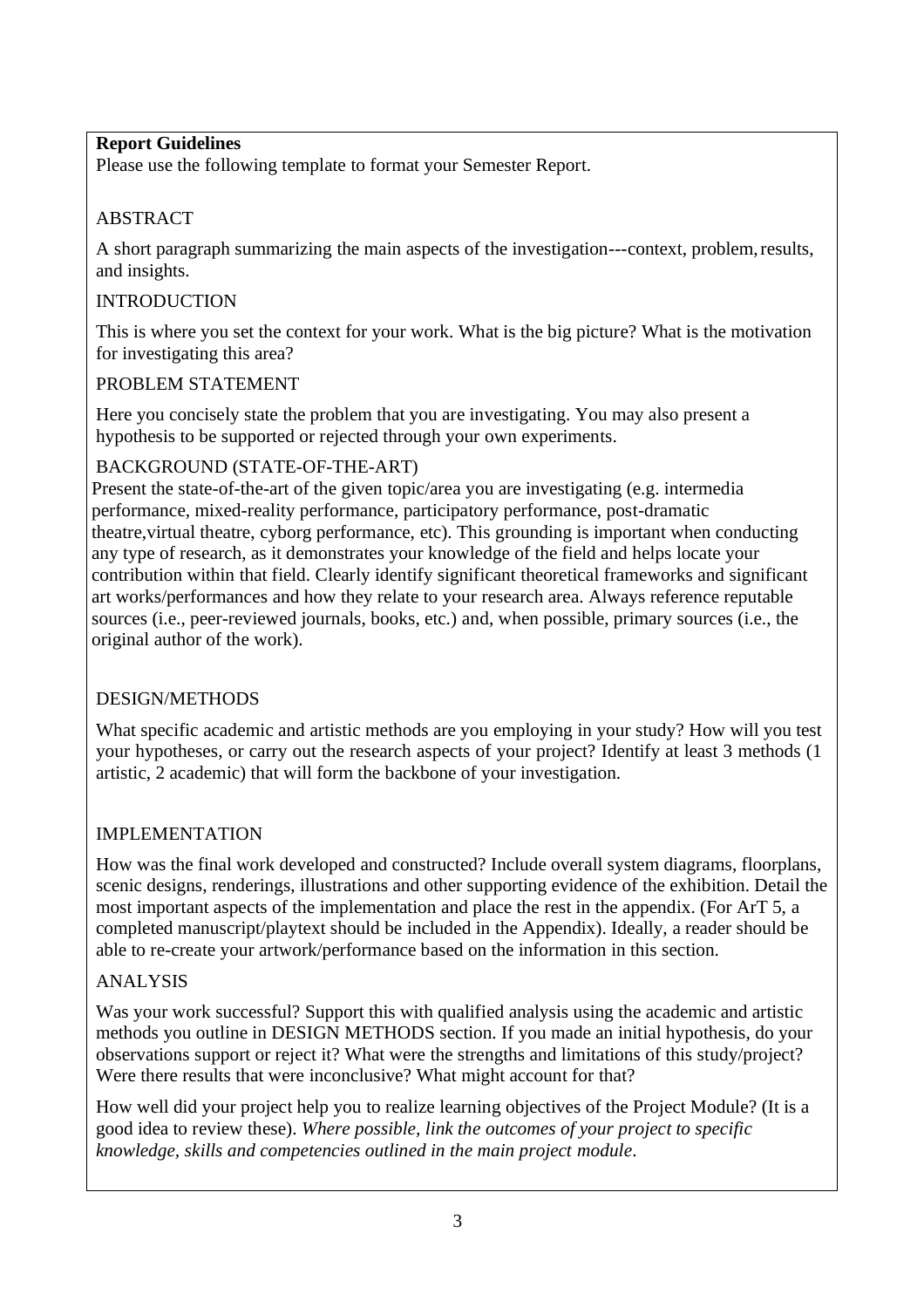**Report Guidelines**

Please use the following template to format your Semester Report.

ABSTRACT

A short paragraph summarizing the main aspects of the investigation---context, problem, results, and insights.

INTRODUCTION

This is where you set the context for your work. What is the big picture? What is the motivation for investigating this area?

PROBLEM STATEMENT

Here you concisely state the problem that you are investigating. You may also present a hypothesis to be supported or rejected through your own experiments.

BACKGROUND (STATE-OF-THE-ART)

Present the state-of-the-art of the given topic/area you are investigating (e.g. intermedia performance, mixed-reality performance, participatory performance, post-dramatic theatre,virtual theatre, cyborg performance, etc). This grounding is important when conducting any type of research, as it demonstrates your knowledge of the field and helps locate your contribution within that field. Clearly identify significant theoretical frameworks and significant art works/performances and how they relate to your research area. Always reference reputable sources (i.e., peer-reviewed journals, books, etc.) and, when possible, primary sources (i.e., the original author of the work).

DESIGN/METHODS

What specific academic and artistic methods are you employing in your study? How will you test your hypotheses, or carry out the research aspects of your project? Identify at least 3 methods (1 artistic, 2 academic) that will form the backbone of your investigation.

IMPLEMENTATION

How was the final work developed and constructed? Include overall system diagrams, floorplans, scenic designs, renderings, illustrations and other supporting evidence of the exhibition. Detail the most important aspects of the implementation and place the rest in the appendix. (For ArT 5, a completed manuscript/playtext should be included in the Appendix). Ideally, a reader should be able to re-create your artwork/performance based on the information in this section.

ANALYSIS

Was your work successful? Support this with qualified analysis using the academic and artistic methods you outline in DESIGN METHODS section. If you made an initial hypothesis, do your observations support or reject it? What were the strengths and limitations of this study/project? Were there results that were inconclusive? What might account for that?

How well did your project help you to realize learning objectives of the Project Module? (It is a good idea to review these). *Where possible, link the outcomes of your project to specific knowledge, skills and competencies outlined in the main project module*.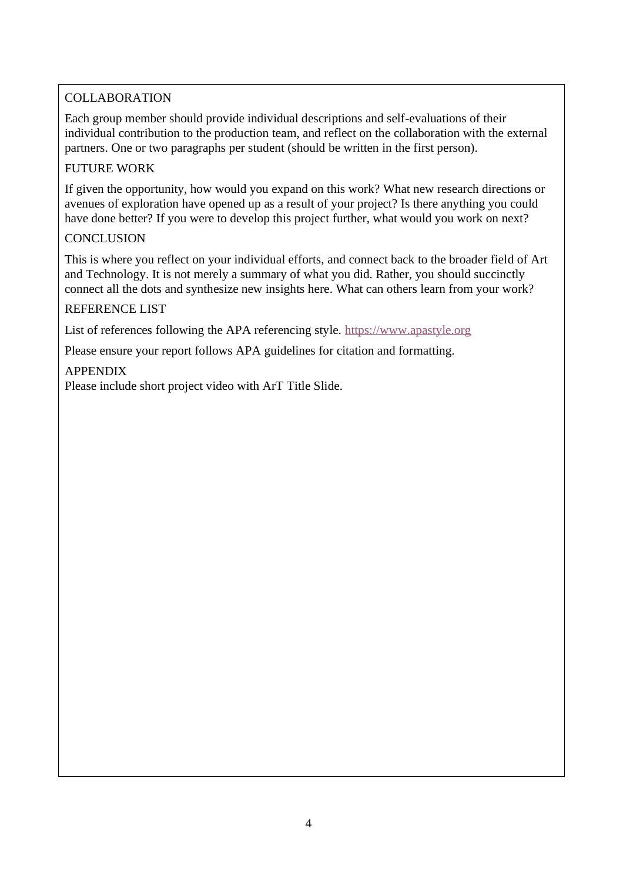## COLLABORATION

Each group member should provide individual descriptions and self-evaluations of their individual contribution to the production team, and reflect on the collaboration with the external partners. One or two paragraphs per student (should be written in the first person).

## FUTURE WORK

If given the opportunity, how would you expand on this work? What new research directions or avenues of exploration have opened up as a result of your project? Is there anything you could have done better? If you were to develop this project further, what would you work on next?

## CONCLUSION

This is where you reflect on your individual efforts, and connect back to the broader field of Art and Technology. It is not merely a summary of what you did. Rather, you should succinctly connect all the dots and synthesize new insights here. What can others learn from your work?

## REFERENCE LIST

List of references following the APA referencing style. https://www.apastyle.org

Please ensure your report follows APA guidelines for citation and formatting.

## APPENDIX

Please include short project video with ArT Title Slide.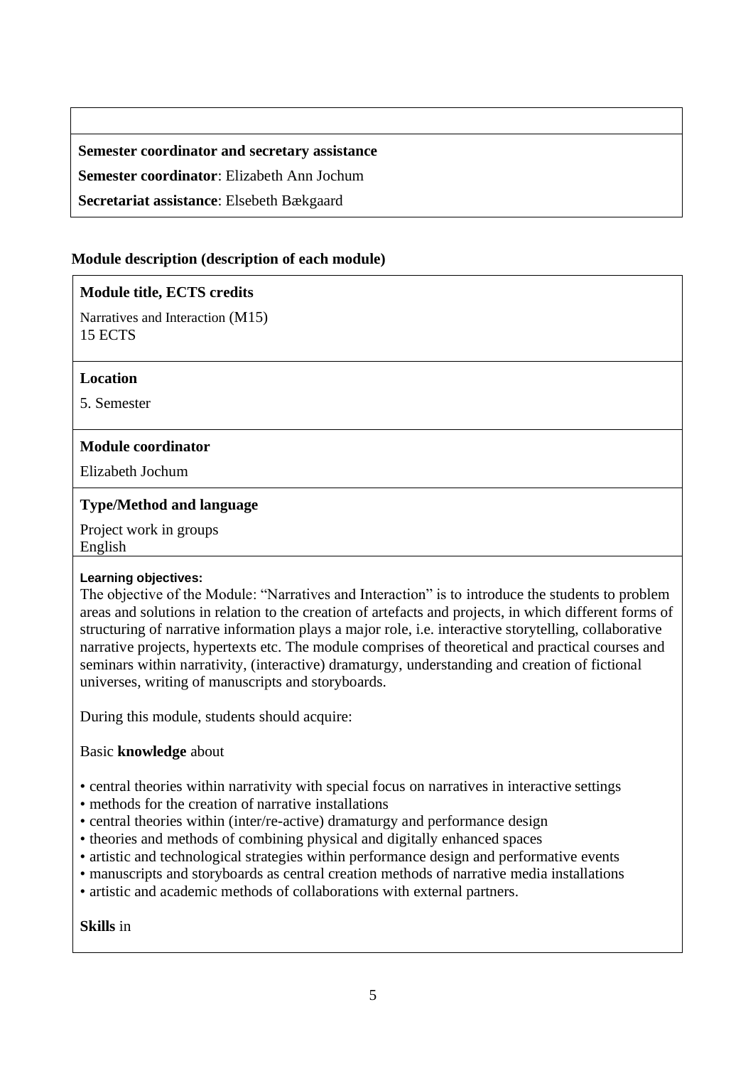**Semester coordinator and secretary assistance**

**Semester coordinator**: Elizabeth Ann Jochum

**Secretariat assistance**: Elsebeth Bækgaard

**Module description (description of each module)**

**Module title, ECTS credits**

Narratives and Interaction (M15)
15 ECTS

**Location**

5. Semester

**Module coordinator**

Elizabeth Jochum

**Type/Method and language**

Project work in groups
English

**Learning objectives:**

The objective of the Module: "Narratives and Interaction" is to introduce the students to problem areas and solutions in relation to the creation of artefacts and projects, in which different forms of structuring of narrative information plays a major role, i.e. interactive storytelling, collaborative narrative projects, hypertexts etc. The module comprises of theoretical and practical courses and seminars within narrativity, (interactive) dramaturgy, understanding and creation of fictional universes, writing of manuscripts and storyboards.

During this module, students should acquire:

Basic **knowledge** about

- central theories within narrativity with special focus on narratives in interactive settings
- methods for the creation of narrative installations
- central theories within (inter/re-active) dramaturgy and performance design
- theories and methods of combining physical and digitally enhanced spaces
- artistic and technological strategies within performance design and performative events
- manuscripts and storyboards as central creation methods of narrative media installations
- artistic and academic methods of collaborations with external partners.

**Skills** in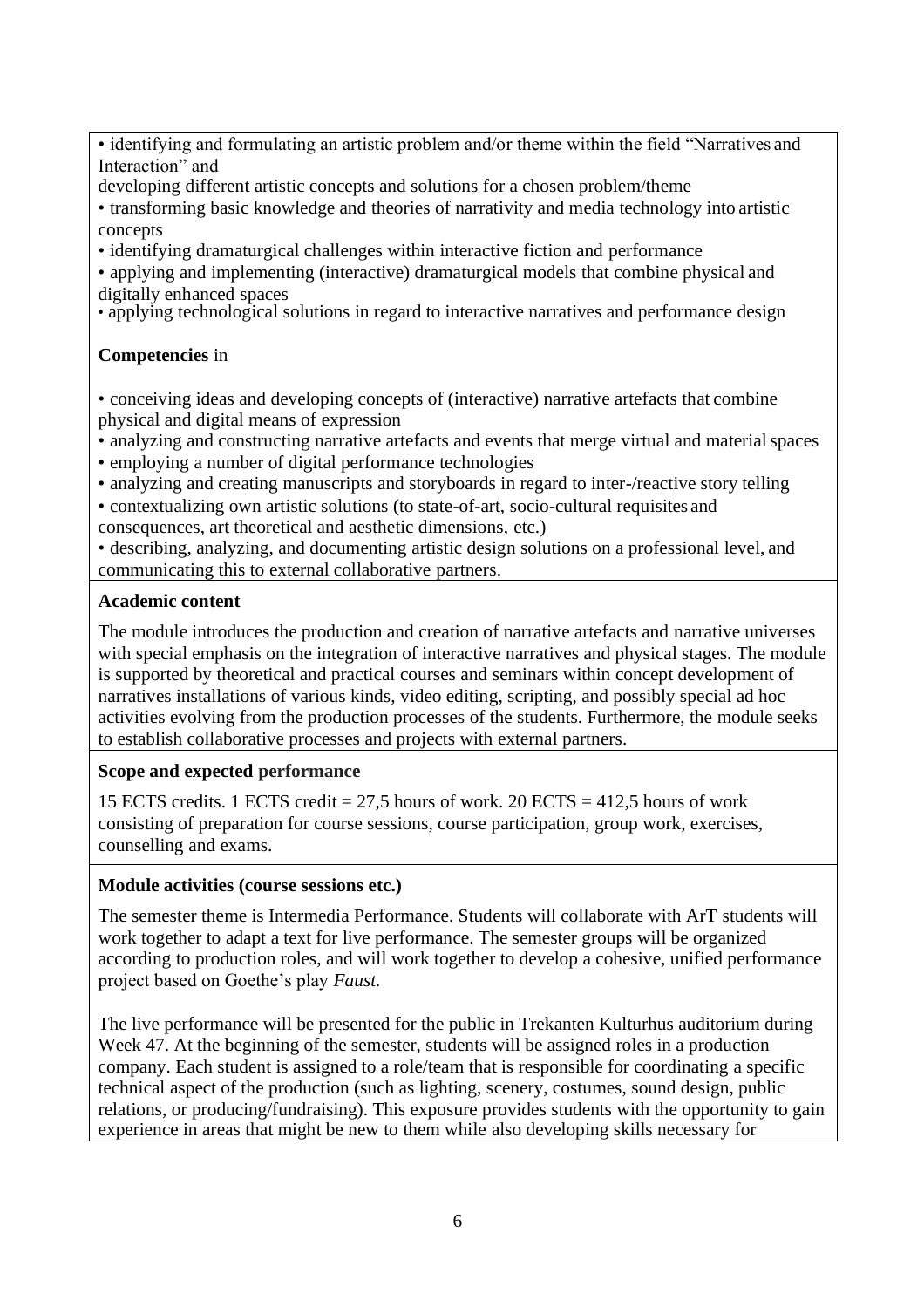- identifying and formulating an artistic problem and/or theme within the field "Narratives and Interaction" and
developing different artistic concepts and solutions for a chosen problem/theme
- transforming basic knowledge and theories of narrativity and media technology into artistic concepts
- identifying dramaturgical challenges within interactive fiction and performance
- applying and implementing (interactive) dramaturgical models that combine physical and digitally enhanced spaces
- applying technological solutions in regard to interactive narratives and performance design

**Competencies** in

- conceiving ideas and developing concepts of (interactive) narrative artefacts that combine physical and digital means of expression
- analyzing and constructing narrative artefacts and events that merge virtual and material spaces
- employing a number of digital performance technologies
- analyzing and creating manuscripts and storyboards in regard to inter-/reactive story telling
- contextualizing own artistic solutions (to state-of-art, socio-cultural requisites and consequences, art theoretical and aesthetic dimensions, etc.)
- describing, analyzing, and documenting artistic design solutions on a professional level, and communicating this to external collaborative partners.

**Academic content**

The module introduces the production and creation of narrative artefacts and narrative universes with special emphasis on the integration of interactive narratives and physical stages. The module is supported by theoretical and practical courses and seminars within concept development of narratives installations of various kinds, video editing, scripting, and possibly special ad hoc activities evolving from the production processes of the students. Furthermore, the module seeks to establish collaborative processes and projects with external partners.

**Scope and expected performance**

15 ECTS credits. 1 ECTS credit = 27,5 hours of work. 20 ECTS = 412,5 hours of work consisting of preparation for course sessions, course participation, group work, exercises, counselling and exams.

**Module activities (course sessions etc.)**

The semester theme is Intermedia Performance. Students will collaborate with ArT students will work together to adapt a text for live performance. The semester groups will be organized according to production roles, and will work together to develop a cohesive, unified performance project based on Goethe's play *Faust.*

The live performance will be presented for the public in Trekanten Kulturhus auditorium during Week 47. At the beginning of the semester, students will be assigned roles in a production company. Each student is assigned to a role/team that is responsible for coordinating a specific technical aspect of the production (such as lighting, scenery, costumes, sound design, public relations, or producing/fundraising). This exposure provides students with the opportunity to gain experience in areas that might be new to them while also developing skills necessary for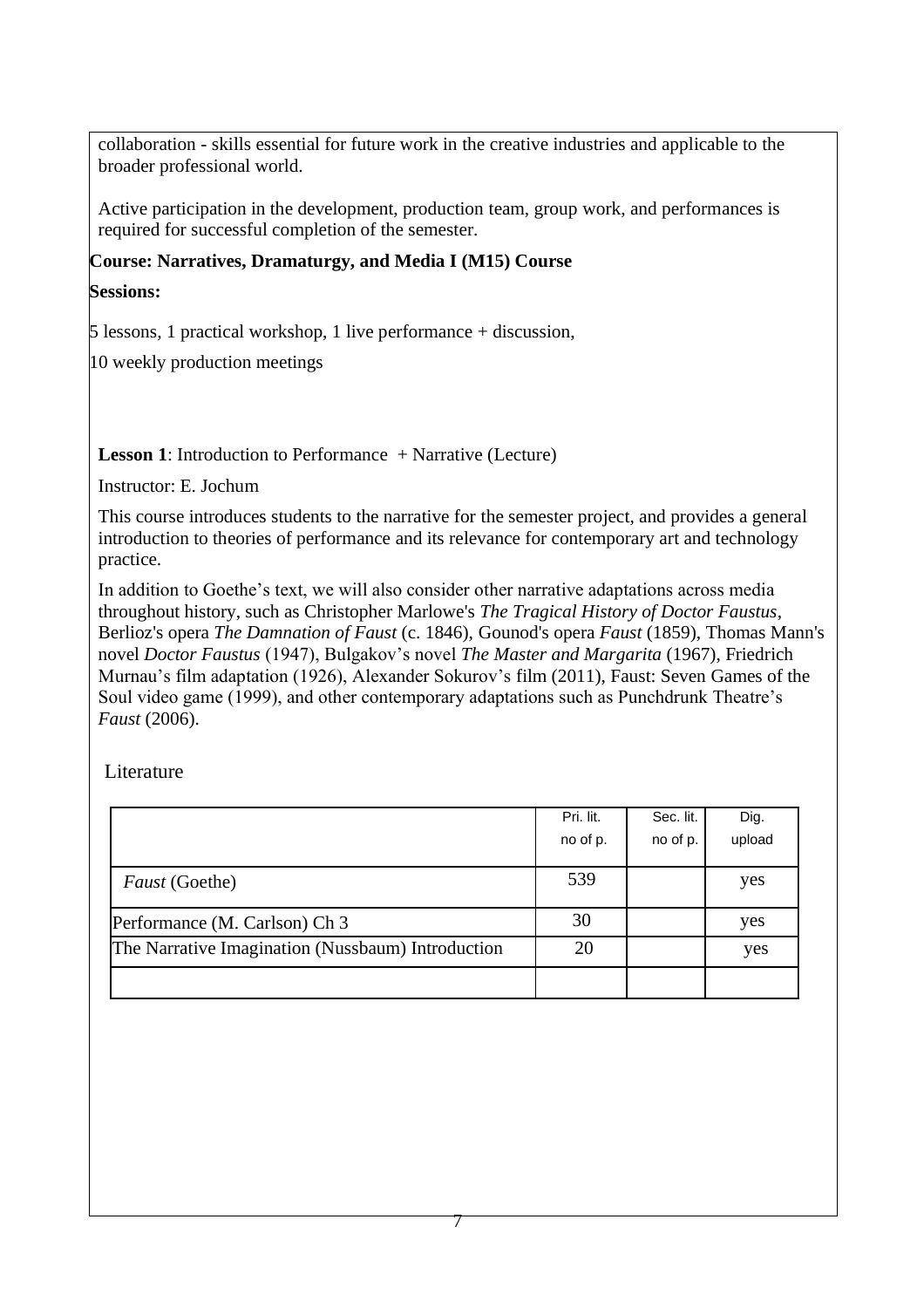collaboration - skills essential for future work in the creative industries and applicable to the broader professional world.

Active participation in the development, production team, group work, and performances is required for successful completion of the semester.

**Course: Narratives, Dramaturgy, and Media I (M15) Course**

**Sessions:**

5 lessons, 1 practical workshop, 1 live performance + discussion,

10 weekly production meetings

**Lesson 1**: Introduction to Performance + Narrative (Lecture)

Instructor: E. Jochum

This course introduces students to the narrative for the semester project, and provides a general introduction to theories of performance and its relevance for contemporary art and technology practice.

In addition to Goethe's text, we will also consider other narrative adaptations across media throughout history, such as Christopher Marlowe's *The Tragical History of Doctor Faustus*, Berlioz's opera *The Damnation of Faust* (c. 1846), Gounod's opera *Faust* (1859), Thomas Mann's novel *Doctor Faustus* (1947), Bulgakov's novel *The Master and Margarita* (1967), Friedrich Murnau's film adaptation (1926), Alexander Sokurov's film (2011), Faust: Seven Games of the Soul video game (1999), and other contemporary adaptations such as Punchdrunk Theatre's *Faust* (2006).

Literature

| | Pri. lit. no of p. | Sec. lit. no of p. | Dig. upload |
|---|---|---|---|
| *Faust* (Goethe) | 539 | | yes |
| Performance (M. Carlson) Ch 3 | 30 | | yes |
| The Narrative Imagination (Nussbaum) Introduction | 20 | | yes |
| | | | |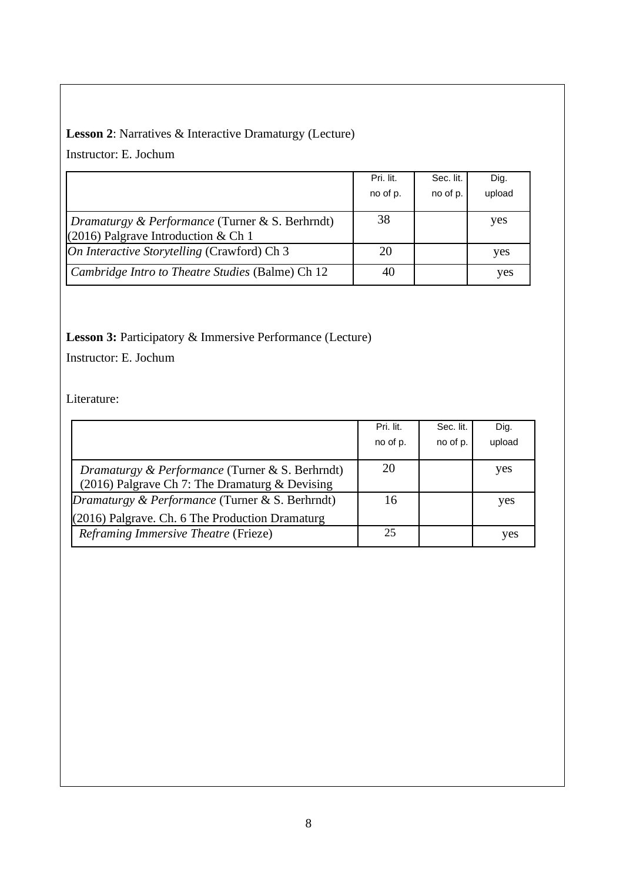**Lesson 2**: Narratives & Interactive Dramaturgy (Lecture)

Instructor: E. Jochum

| | Pri. lit. no of p. | Sec. lit. no of p. | Dig. upload |
|---|---|---|---|
| *Dramaturgy & Performance* (Turner & S. Berhrndt) (2016) Palgrave Introduction & Ch 1 | 38 | | yes |
| *On Interactive Storytelling* (Crawford) Ch 3 | 20 | | yes |
| *Cambridge Intro to Theatre Studies* (Balme) Ch 12 | 40 | | yes |

**Lesson 3:** Participatory & Immersive Performance (Lecture)

Instructor: E. Jochum

Literature:

| | Pri. lit. no of p. | Sec. lit. no of p. | Dig. upload |
|---|---|---|---|
| *Dramaturgy & Performance* (Turner & S. Berhrndt) (2016) Palgrave Ch 7: The Dramaturg & Devising | 20 | | yes |
| *Dramaturgy & Performance* (Turner & S. Berhrndt) (2016) Palgrave. Ch. 6 The Production Dramaturg | 16 | | yes |
| *Reframing Immersive Theatre* (Frieze) | 25 | | yes |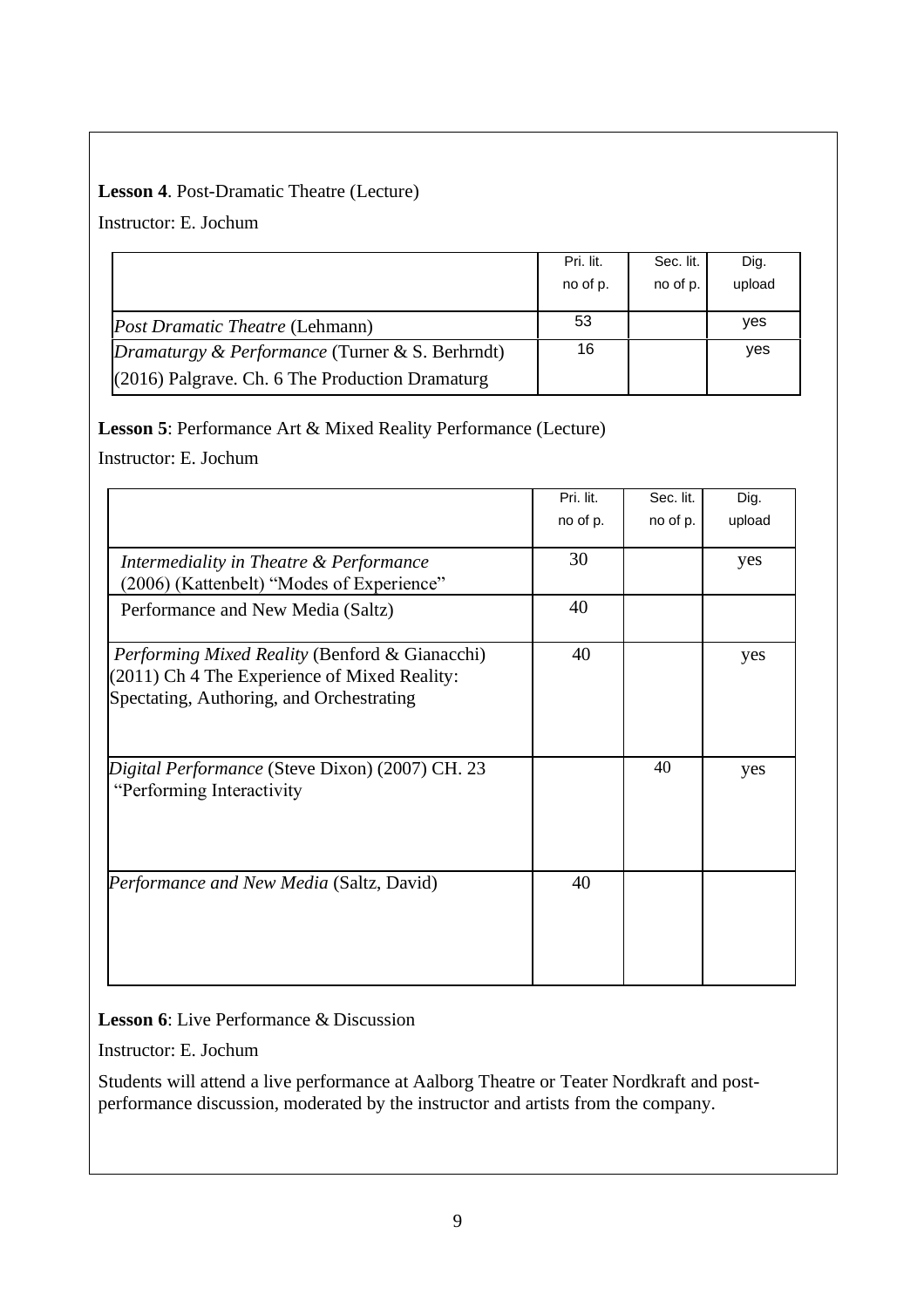**Lesson 4**. Post-Dramatic Theatre (Lecture)

Instructor: E. Jochum

| | Pri. lit. no of p. | Sec. lit. no of p. | Dig. upload |
|---|---|---|---|
| *Post Dramatic Theatre* (Lehmann) | 53 | | yes |
| *Dramaturgy & Performance* (Turner & S. Berhrndt) (2016) Palgrave. Ch. 6 The Production Dramaturg | 16 | | yes |

**Lesson 5**: Performance Art & Mixed Reality Performance (Lecture)

Instructor: E. Jochum

| | Pri. lit. no of p. | Sec. lit. no of p. | Dig. upload |
|---|---|---|---|
| *Intermediality in Theatre & Performance* (2006) (Kattenbelt) "Modes of Experience" | 30 | | yes |
| Performance and New Media (Saltz) | 40 | | |
| *Performing Mixed Reality* (Benford & Gianacchi) (2011) Ch 4 The Experience of Mixed Reality: Spectating, Authoring, and Orchestrating | 40 | | yes |
| *Digital Performance* (Steve Dixon) (2007) CH. 23 "Performing Interactivity | | 40 | yes |
| *Performance and New Media* (Saltz, David) | 40 | | |

**Lesson 6**: Live Performance & Discussion

Instructor: E. Jochum

Students will attend a live performance at Aalborg Theatre or Teater Nordkraft and post-performance discussion, moderated by the instructor and artists from the company.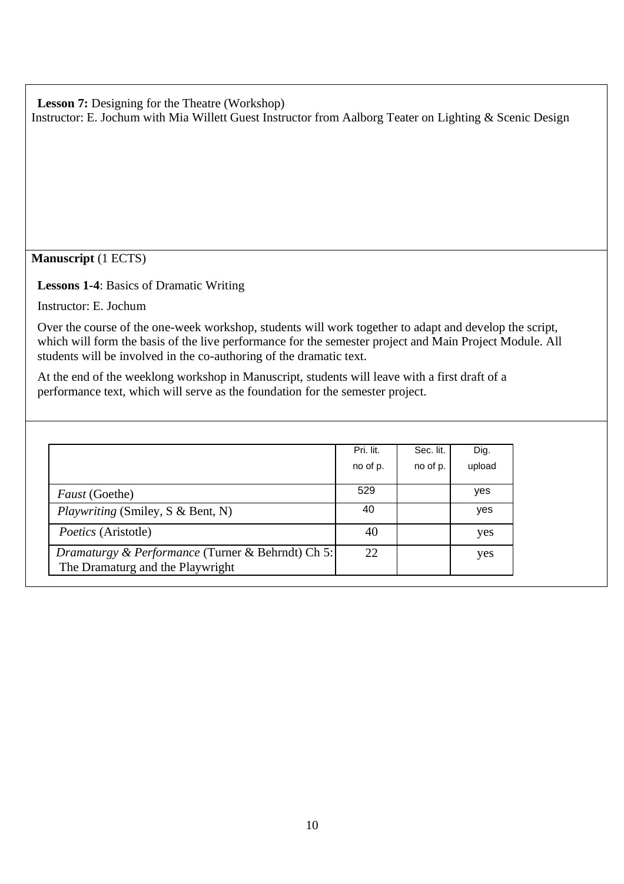**Lesson 7:** Designing for the Theatre (Workshop)
Instructor: E. Jochum with Mia Willett Guest Instructor from Aalborg Teater on Lighting & Scenic Design

**Manuscript** (1 ECTS)

**Lessons 1-4**: Basics of Dramatic Writing

Instructor: E. Jochum

Over the course of the one-week workshop, students will work together to adapt and develop the script, which will form the basis of the live performance for the semester project and Main Project Module. All students will be involved in the co-authoring of the dramatic text.

At the end of the weeklong workshop in Manuscript, students will leave with a first draft of a performance text, which will serve as the foundation for the semester project.

| | Pri. lit. no of p. | Sec. lit. no of p. | Dig. upload |
|---|---|---|---|
| *Faust* (Goethe) | 529 | | yes |
| *Playwriting* (Smiley, S & Bent, N) | 40 | | yes |
| *Poetics* (Aristotle) | 40 | | yes |
| *Dramaturgy & Performance* (Turner & Behrndt) Ch 5: The Dramaturg and the Playwright | 22 | | yes |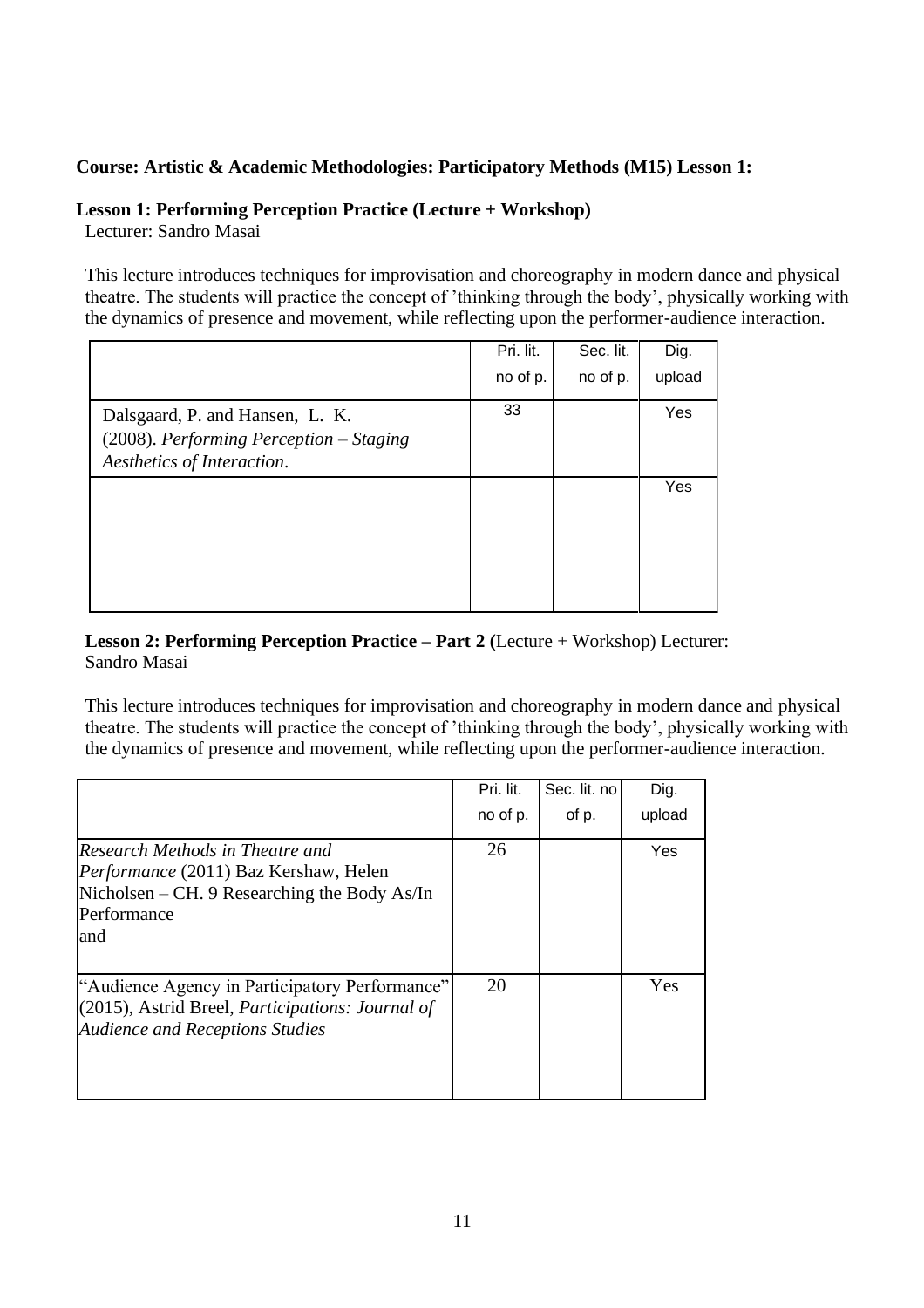**Course: Artistic & Academic Methodologies: Participatory Methods (M15) Lesson 1:**

**Lesson 1: Performing Perception Practice (Lecture + Workshop)**
Lecturer: Sandro Masai

This lecture introduces techniques for improvisation and choreography in modern dance and physical theatre. The students will practice the concept of 'thinking through the body', physically working with the dynamics of presence and movement, while reflecting upon the performer-audience interaction.

| | Pri. lit. no of p. | Sec. lit. no of p. | Dig. upload |
|---|---|---|---|
| Dalsgaard, P. and Hansen, L. K. (2008). *Performing Perception – Staging Aesthetics of Interaction*. | 33 | | Yes |
| | | | Yes |

**Lesson 2: Performing Perception Practice – Part 2 (**Lecture + Workshop) Lecturer: Sandro Masai

This lecture introduces techniques for improvisation and choreography in modern dance and physical theatre. The students will practice the concept of 'thinking through the body', physically working with the dynamics of presence and movement, while reflecting upon the performer-audience interaction.

| | Pri. lit. no of p. | Sec. lit. no of p. | Dig. upload |
|---|---|---|---|
| *Research Methods in Theatre and Performance* (2011) Baz Kershaw, Helen Nicholsen – CH. 9 Researching the Body As/In Performance and | 26 | | Yes |
| "Audience Agency in Participatory Performance" (2015), Astrid Breel, *Participations: Journal of Audience and Receptions Studies* | 20 | | Yes |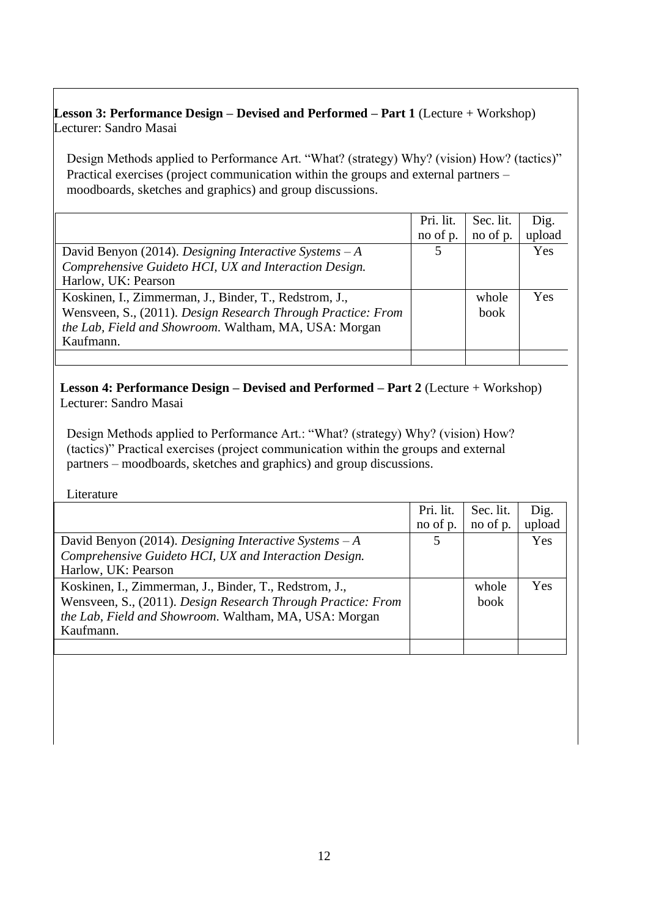**Lesson 3: Performance Design – Devised and Performed – Part 1** (Lecture + Workshop)
Lecturer: Sandro Masai

Design Methods applied to Performance Art. "What? (strategy) Why? (vision) How? (tactics)" Practical exercises (project communication within the groups and external partners – moodboards, sketches and graphics) and group discussions.

| | Pri. lit. no of p. | Sec. lit. no of p. | Dig. upload |
|---|---|---|---|
| David Benyon (2014). *Designing Interactive Systems – A Comprehensive Guideto HCI, UX and Interaction Design.* Harlow, UK: Pearson | 5 | | Yes |
| Koskinen, I., Zimmerman, J., Binder, T., Redstrom, J., Wensveen, S., (2011). *Design Research Through Practice: From the Lab, Field and Showroom.* Waltham, MA, USA: Morgan Kaufmann. | | whole book | Yes |
| | | | |

**Lesson 4: Performance Design – Devised and Performed – Part 2** (Lecture + Workshop)
Lecturer: Sandro Masai

Design Methods applied to Performance Art.: "What? (strategy) Why? (vision) How? (tactics)" Practical exercises (project communication within the groups and external partners – moodboards, sketches and graphics) and group discussions.

Literature

| | Pri. lit. no of p. | Sec. lit. no of p. | Dig. upload |
|---|---|---|---|
| David Benyon (2014). *Designing Interactive Systems – A Comprehensive Guideto HCI, UX and Interaction Design.* Harlow, UK: Pearson | 5 | | Yes |
| Koskinen, I., Zimmerman, J., Binder, T., Redstrom, J., Wensveen, S., (2011). *Design Research Through Practice: From the Lab, Field and Showroom.* Waltham, MA, USA: Morgan Kaufmann. | | whole book | Yes |
| | | | |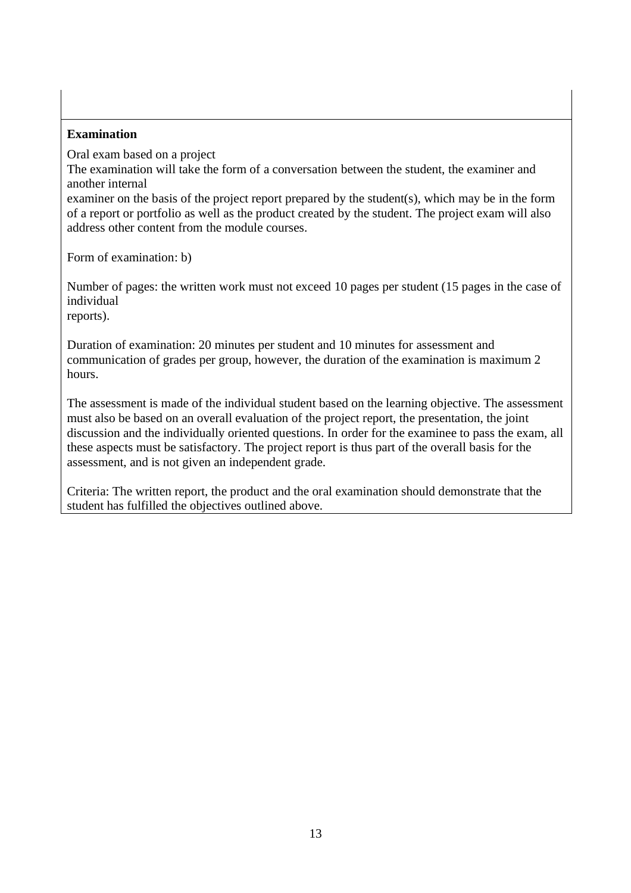**Examination**

Oral exam based on a project
The examination will take the form of a conversation between the student, the examiner and another internal examiner on the basis of the project report prepared by the student(s), which may be in the form of a report or portfolio as well as the product created by the student. The project exam will also address other content from the module courses.

Form of examination: b)

Number of pages: the written work must not exceed 10 pages per student (15 pages in the case of individual reports).

Duration of examination: 20 minutes per student and 10 minutes for assessment and communication of grades per group, however, the duration of the examination is maximum 2 hours.

The assessment is made of the individual student based on the learning objective. The assessment must also be based on an overall evaluation of the project report, the presentation, the joint discussion and the individually oriented questions. In order for the examinee to pass the exam, all these aspects must be satisfactory. The project report is thus part of the overall basis for the assessment, and is not given an independent grade.

Criteria: The written report, the product and the oral examination should demonstrate that the student has fulfilled the objectives outlined above.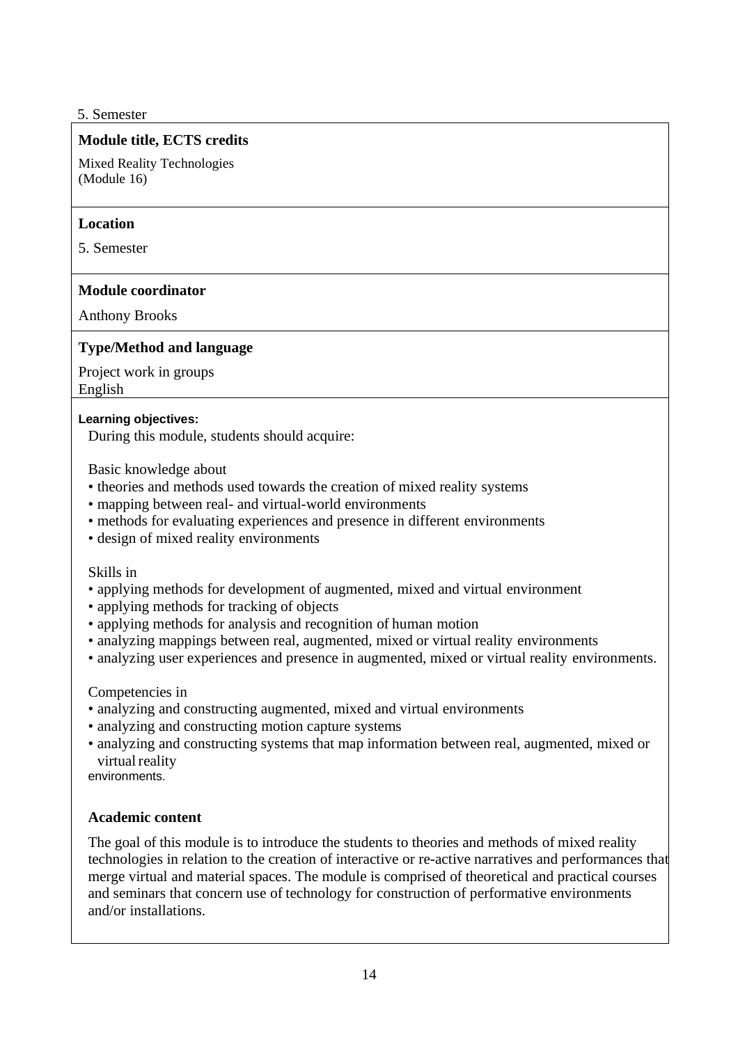5. Semester

**Module title, ECTS credits**

Mixed Reality Technologies
(Module 16)

**Location**

5. Semester

**Module coordinator**

Anthony Brooks

**Type/Method and language**

Project work in groups
English

**Learning objectives:**

During this module, students should acquire:

Basic knowledge about

- theories and methods used towards the creation of mixed reality systems
- mapping between real- and virtual-world environments
- methods for evaluating experiences and presence in different environments
- design of mixed reality environments

Skills in

- applying methods for development of augmented, mixed and virtual environment
- applying methods for tracking of objects
- applying methods for analysis and recognition of human motion
- analyzing mappings between real, augmented, mixed or virtual reality environments
- analyzing user experiences and presence in augmented, mixed or virtual reality environments.

Competencies in

- analyzing and constructing augmented, mixed and virtual environments
- analyzing and constructing motion capture systems
- analyzing and constructing systems that map information between real, augmented, mixed or virtual reality environments.

**Academic content**

The goal of this module is to introduce the students to theories and methods of mixed reality technologies in relation to the creation of interactive or re-active narratives and performances that merge virtual and material spaces. The module is comprised of theoretical and practical courses and seminars that concern use of technology for construction of performative environments and/or installations.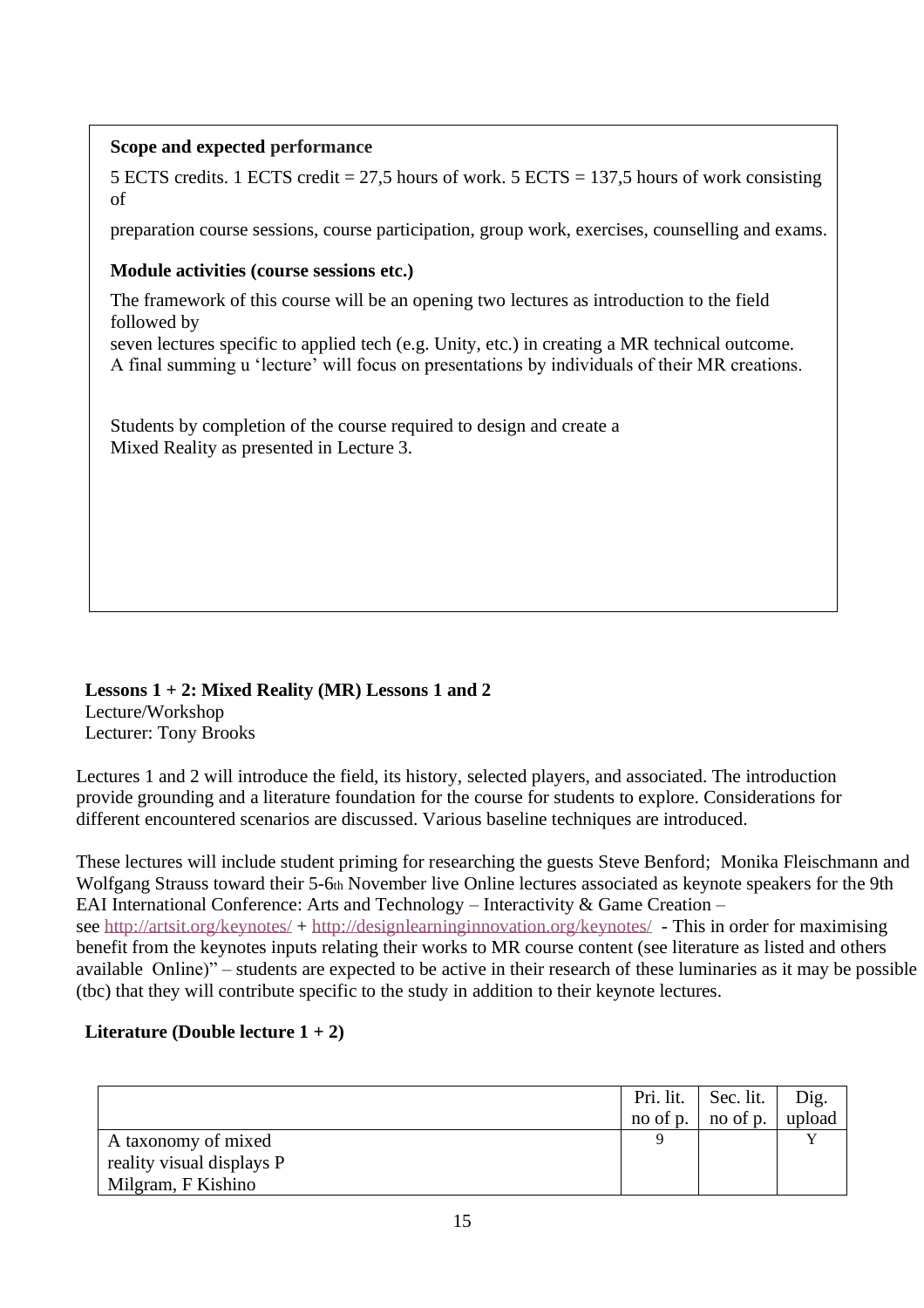**Scope and expected performance**

5 ECTS credits. 1 ECTS credit = 27,5 hours of work. 5 ECTS = 137,5 hours of work consisting of

preparation course sessions, course participation, group work, exercises, counselling and exams.

**Module activities (course sessions etc.)**

The framework of this course will be an opening two lectures as introduction to the field followed by
seven lectures specific to applied tech (e.g. Unity, etc.) in creating a MR technical outcome.
A final summing u 'lecture' will focus on presentations by individuals of their MR creations.

Students by completion of the course required to design and create a
Mixed Reality as presented in Lecture 3.

**Lessons 1 + 2: Mixed Reality (MR) Lessons 1 and 2**
Lecture/Workshop
Lecturer: Tony Brooks

Lectures 1 and 2 will introduce the field, its history, selected players, and associated. The introduction provide grounding and a literature foundation for the course for students to explore. Considerations for different encountered scenarios are discussed. Various baseline techniques are introduced.

These lectures will include student priming for researching the guests Steve Benford; Monika Fleischmann and Wolfgang Strauss toward their 5-6th November live Online lectures associated as keynote speakers for the 9th EAI International Conference: Arts and Technology – Interactivity & Game Creation – see http://artsit.org/keynotes/ + http://designlearninginnovation.org/keynotes/ - This in order for maximising benefit from the keynotes inputs relating their works to MR course content (see literature as listed and others available Online)" – students are expected to be active in their research of these luminaries as it may be possible (tbc) that they will contribute specific to the study in addition to their keynote lectures.

**Literature (Double lecture 1 + 2)**

| | Pri. lit. no of p. | Sec. lit. no of p. | Dig. upload |
|---|---|---|---|
| A taxonomy of mixed reality visual displays P Milgram, F Kishino | 9 | | Y |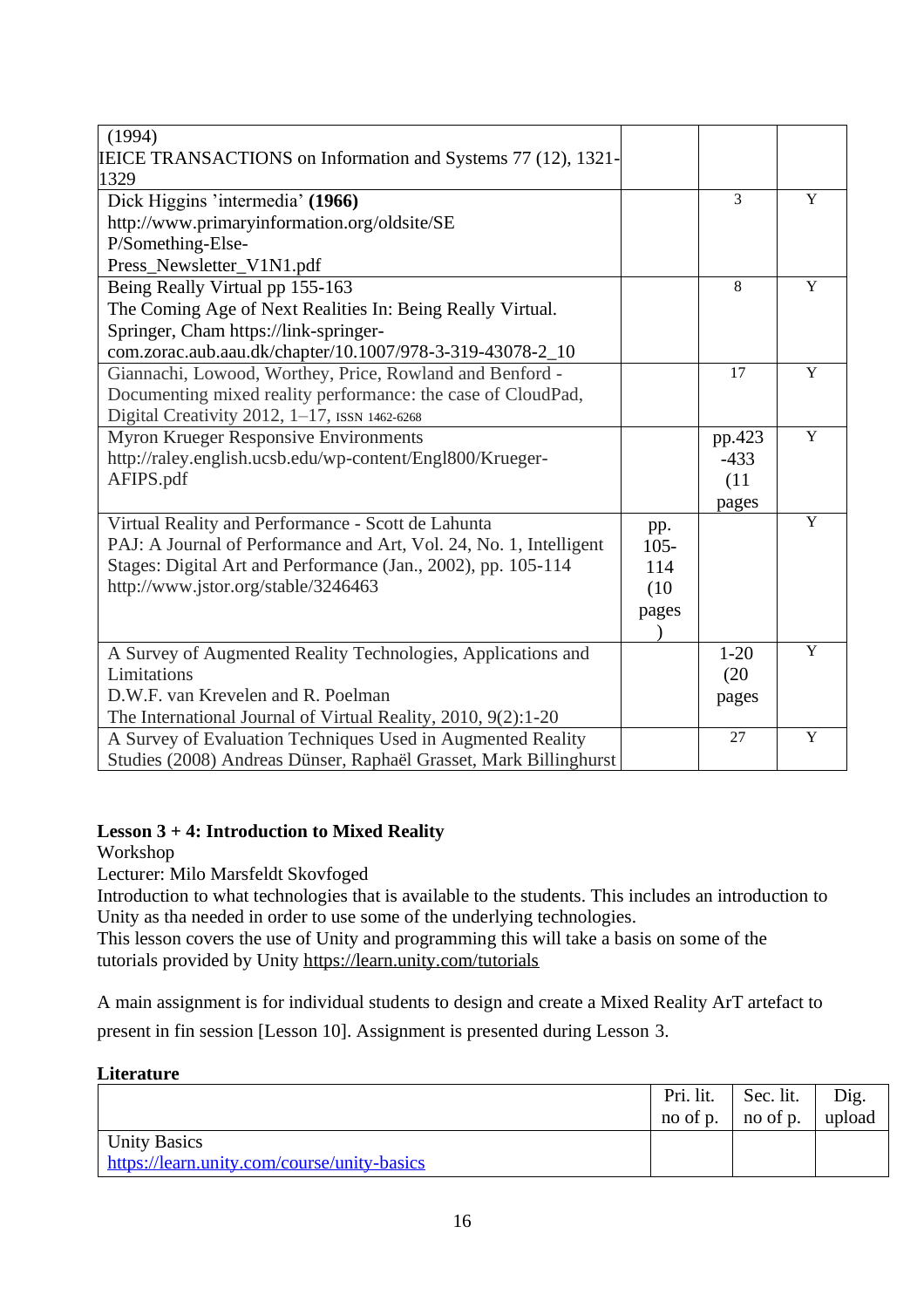| | | | |
|---|---|---|---|
| (1994) IEICE TRANSACTIONS on Information and Systems 77 (12), 1321-1329 | | | |
| Dick Higgins 'intermedia' **(1966)** http://www.primaryinformation.org/oldsite/SEP/Something-Else-Press_Newsletter_V1N1.pdf | | 3 | Y |
| Being Really Virtual pp 155-163 The Coming Age of Next Realities In: Being Really Virtual. Springer, Cham https://link-springer-com.zorac.aub.aau.dk/chapter/10.1007/978-3-319-43078-2_10 | | 8 | Y |
| Giannachi, Lowood, Worthey, Price, Rowland and Benford - Documenting mixed reality performance: the case of CloudPad, Digital Creativity 2012, 1–17, ISSN 1462-6268 | | 17 | Y |
| Myron Krueger Responsive Environments http://raley.english.ucsb.edu/wp-content/Engl800/Krueger-AFIPS.pdf | | pp.423-433 (11 pages | Y |
| Virtual Reality and Performance - Scott de Lahunta PAJ: A Journal of Performance and Art, Vol. 24, No. 1, Intelligent Stages: Digital Art and Performance (Jan., 2002), pp. 105-114 http://www.jstor.org/stable/3246463 | pp. 105-114 (10 pages ) | | Y |
| A Survey of Augmented Reality Technologies, Applications and Limitations D.W.F. van Krevelen and R. Poelman The International Journal of Virtual Reality, 2010, 9(2):1-20 | | 1-20 (20 pages | Y |
| A Survey of Evaluation Techniques Used in Augmented Reality Studies (2008) Andreas Dünser, Raphaël Grasset, Mark Billinghurst | | 27 | Y |

**Lesson 3 + 4: Introduction to Mixed Reality**

Workshop

Lecturer: Milo Marsfeldt Skovfoged

Introduction to what technologies that is available to the students. This includes an introduction to Unity as tha needed in order to use some of the underlying technologies.

This lesson covers the use of Unity and programming this will take a basis on some of the tutorials provided by Unity https://learn.unity.com/tutorials

A main assignment is for individual students to design and create a Mixed Reality ArT artefact to present in fin session [Lesson 10]. Assignment is presented during Lesson 3.

**Literature**

| | Pri. lit. no of p. | Sec. lit. no of p. | Dig. upload |
|---|---|---|---|
| Unity Basics https://learn.unity.com/course/unity-basics | | | |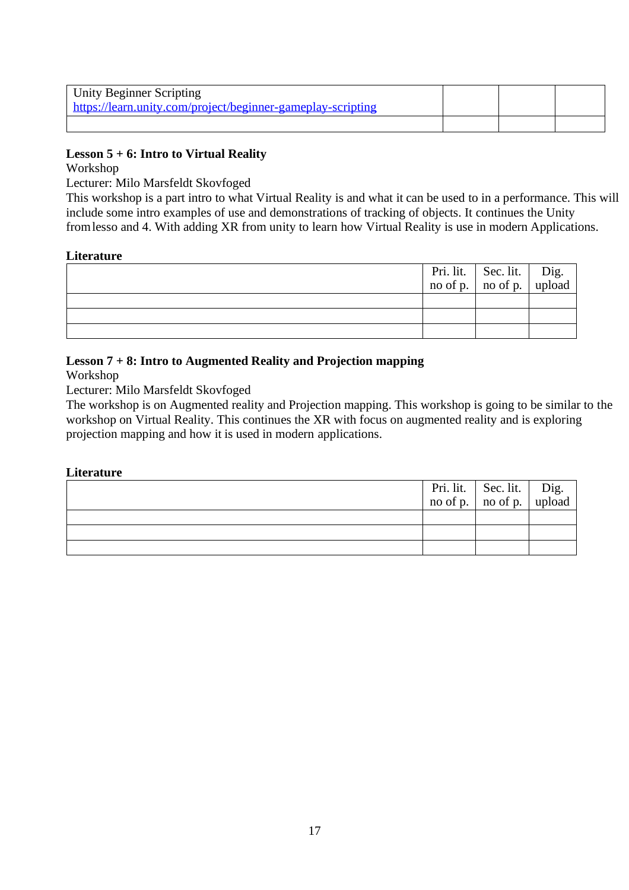| | | | |
|---|---|---|---|
| Unity Beginner Scripting<br>https://learn.unity.com/project/beginner-gameplay-scripting | | | |
| | | | |

**Lesson 5 + 6: Intro to Virtual Reality**

Workshop

Lecturer: Milo Marsfeldt Skovfoged

This workshop is a part intro to what Virtual Reality is and what it can be used to in a performance. This will include some intro examples of use and demonstrations of tracking of objects. It continues the Unity from lesso and 4. With adding XR from unity to learn how Virtual Reality is use in modern Applications.

**Literature**

| | Pri. lit. no of p. | Sec. lit. no of p. | Dig. upload |
|---|---|---|---|
| | | | |
| | | | |
| | | | |

**Lesson 7 + 8: Intro to Augmented Reality and Projection mapping**

Workshop

Lecturer: Milo Marsfeldt Skovfoged

The workshop is on Augmented reality and Projection mapping. This workshop is going to be similar to the workshop on Virtual Reality. This continues the XR with focus on augmented reality and is exploring projection mapping and how it is used in modern applications.

**Literature**

| | Pri. lit. no of p. | Sec. lit. no of p. | Dig. upload |
|---|---|---|---|
| | | | |
| | | | |
| | | | |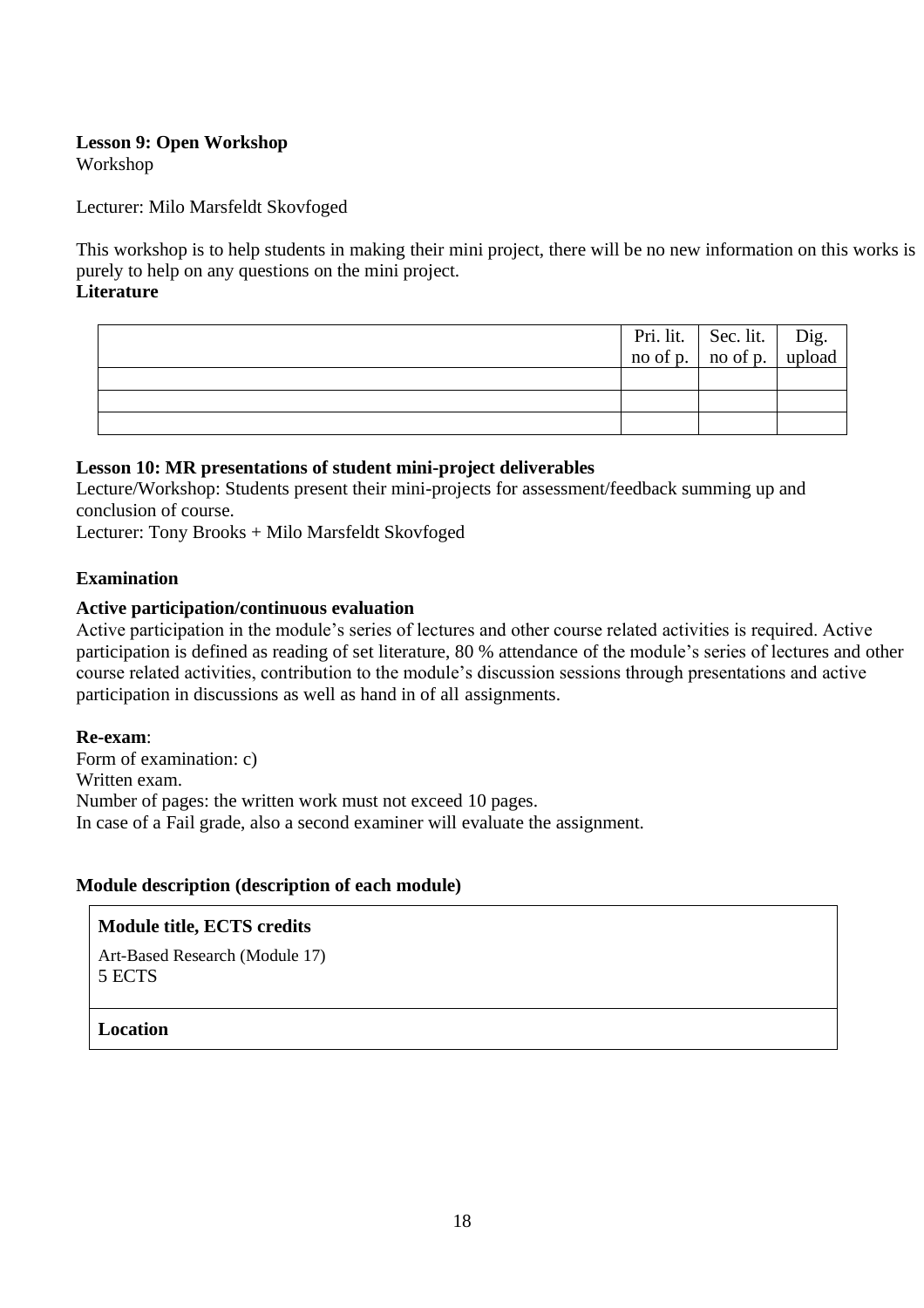**Lesson 9: Open Workshop**
Workshop

Lecturer: Milo Marsfeldt Skovfoged

This workshop is to help students in making their mini project, there will be no new information on this works is purely to help on any questions on the mini project.
**Literature**

| | Pri. lit. no of p. | Sec. lit. no of p. | Dig. upload |
|---|---|---|---|
| | | | |
| | | | |
| | | | |

**Lesson 10: MR presentations of student mini-project deliverables**
Lecture/Workshop: Students present their mini-projects for assessment/feedback summing up and conclusion of course.
Lecturer: Tony Brooks + Milo Marsfeldt Skovfoged

**Examination**

**Active participation/continuous evaluation**
Active participation in the module's series of lectures and other course related activities is required. Active participation is defined as reading of set literature, 80 % attendance of the module's series of lectures and other course related activities, contribution to the module's discussion sessions through presentations and active participation in discussions as well as hand in of all assignments.

**Re-exam**:
Form of examination: c)
Written exam.
Number of pages: the written work must not exceed 10 pages.
In case of a Fail grade, also a second examiner will evaluate the assignment.

**Module description (description of each module)**

| **Module title, ECTS credits** |
|---|
| Art-Based Research (Module 17)<br>5 ECTS |
| **Location** |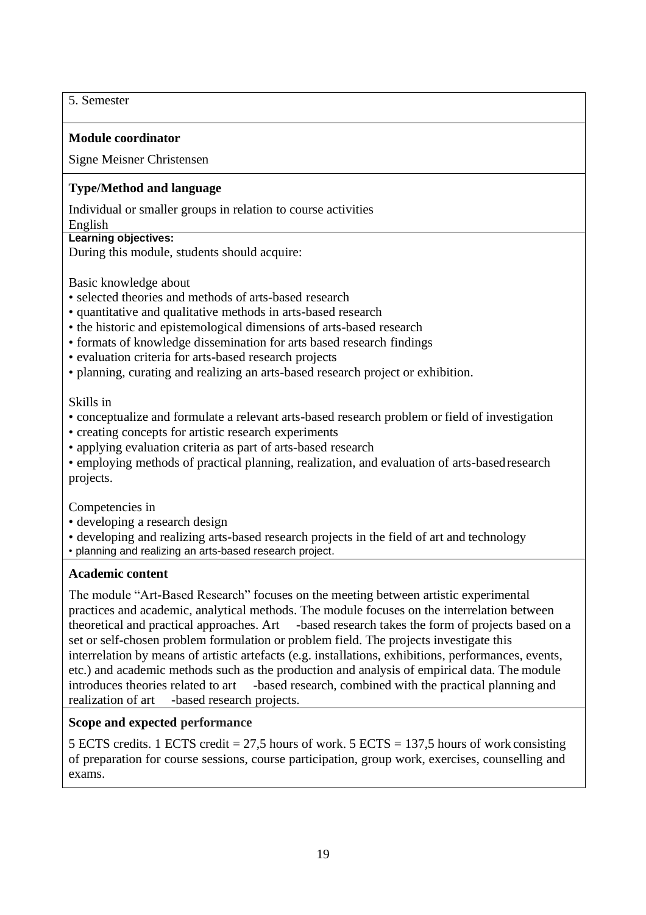5. Semester

**Module coordinator**

Signe Meisner Christensen

**Type/Method and language**

Individual or smaller groups in relation to course activities
English

**Learning objectives:**

During this module, students should acquire:

Basic knowledge about

- selected theories and methods of arts-based research
- quantitative and qualitative methods in arts-based research
- the historic and epistemological dimensions of arts-based research
- formats of knowledge dissemination for arts based research findings
- evaluation criteria for arts-based research projects
- planning, curating and realizing an arts-based research project or exhibition.

Skills in

- conceptualize and formulate a relevant arts-based research problem or field of investigation
- creating concepts for artistic research experiments
- applying evaluation criteria as part of arts-based research
- employing methods of practical planning, realization, and evaluation of arts-based research projects.

Competencies in

- developing a research design
- developing and realizing arts-based research projects in the field of art and technology
- planning and realizing an arts-based research project.

**Academic content**

The module "Art-Based Research" focuses on the meeting between artistic experimental practices and academic, analytical methods. The module focuses on the interrelation between theoretical and practical approaches. Art -based research takes the form of projects based on a set or self-chosen problem formulation or problem field. The projects investigate this interrelation by means of artistic artefacts (e.g. installations, exhibitions, performances, events, etc.) and academic methods such as the production and analysis of empirical data. The module introduces theories related to art -based research, combined with the practical planning and realization of art -based research projects.

**Scope and expected performance**

5 ECTS credits. 1 ECTS credit = 27,5 hours of work. 5 ECTS = 137,5 hours of work consisting of preparation for course sessions, course participation, group work, exercises, counselling and exams.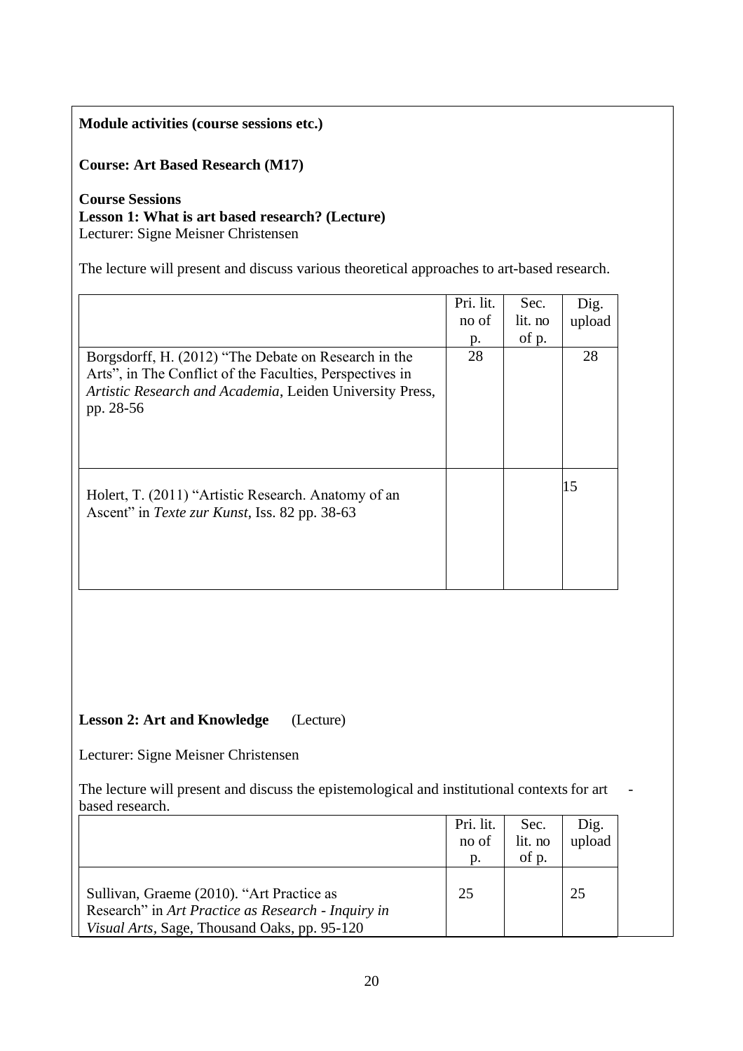**Module activities (course sessions etc.)**

**Course: Art Based Research (M17)**

**Course Sessions**
**Lesson 1: What is art based research? (Lecture)**
Lecturer: Signe Meisner Christensen

The lecture will present and discuss various theoretical approaches to art-based research.

| | Pri. lit. no of p. | Sec. lit. no of p. | Dig. upload |
|---|---|---|---|
| Borgsdorff, H. (2012) "The Debate on Research in the Arts", in The Conflict of the Faculties, Perspectives in *Artistic Research and Academia*, Leiden University Press, pp. 28-56 | 28 | | 28 |
| Holert, T. (2011) "Artistic Research. Anatomy of an Ascent" in *Texte zur Kunst*, Iss. 82 pp. 38-63 | | | 15 |

**Lesson 2: Art and Knowledge** (Lecture)

Lecturer: Signe Meisner Christensen

The lecture will present and discuss the epistemological and institutional contexts for art-based research.

| | Pri. lit. no of p. | Sec. lit. no of p. | Dig. upload |
|---|---|---|---|
| Sullivan, Graeme (2010). "Art Practice as Research" in *Art Practice as Research - Inquiry in Visual Arts*, Sage, Thousand Oaks, pp. 95-120 | 25 | | 25 |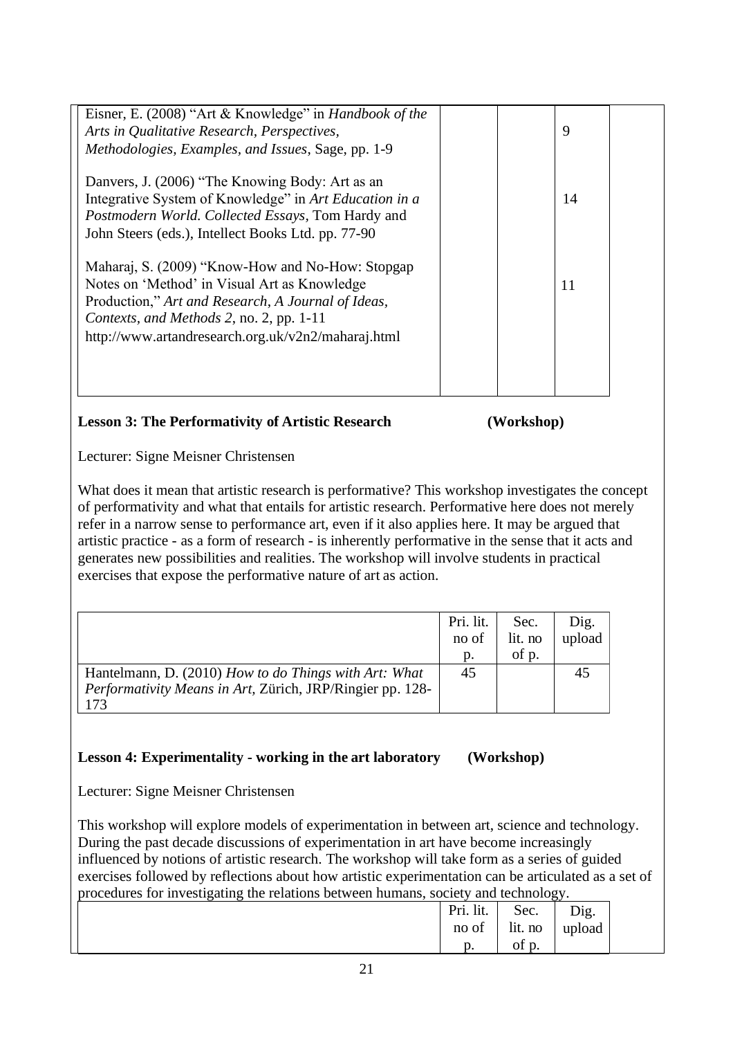| | | | |
|---|---|---|---|
| Eisner, E. (2008) "Art & Knowledge" in *Handbook of the Arts in Qualitative Research, Perspectives, Methodologies, Examples, and Issues*, Sage, pp. 1-9 | | | 9 |
| Danvers, J. (2006) "The Knowing Body: Art as an Integrative System of Knowledge" in *Art Education in a Postmodern World. Collected Essays*, Tom Hardy and John Steers (eds.), Intellect Books Ltd. pp. 77-90 | | | 14 |
| Maharaj, S. (2009) "Know-How and No-How: Stopgap Notes on 'Method' in Visual Art as Knowledge Production," *Art and Research, A Journal of Ideas, Contexts, and Methods 2*, no. 2, pp. 1-11 http://www.artandresearch.org.uk/v2n2/maharaj.html | | | 11 |

**Lesson 3: The Performativity of Artistic Research (Workshop)**

Lecturer: Signe Meisner Christensen

What does it mean that artistic research is performative? This workshop investigates the concept of performativity and what that entails for artistic research. Performative here does not merely refer in a narrow sense to performance art, even if it also applies here. It may be argued that artistic practice - as a form of research - is inherently performative in the sense that it acts and generates new possibilities and realities. The workshop will involve students in practical exercises that expose the performative nature of art as action.

| | Pri. lit. no of p. | Sec. lit. no of p. | Dig. upload |
|---|---|---|---|
| Hantelmann, D. (2010) *How to do Things with Art: What Performativity Means in Art*, Zürich, JRP/Ringier pp. 128-173 | 45 | | 45 |

**Lesson 4: Experimentality - working in the art laboratory (Workshop)**

Lecturer: Signe Meisner Christensen

This workshop will explore models of experimentation in between art, science and technology. During the past decade discussions of experimentation in art have become increasingly influenced by notions of artistic research. The workshop will take form as a series of guided exercises followed by reflections about how artistic experimentation can be articulated as a set of procedures for investigating the relations between humans, society and technology.

| | Pri. lit. no of p. | Sec. lit. no of p. | Dig. upload |
|---|---|---|---|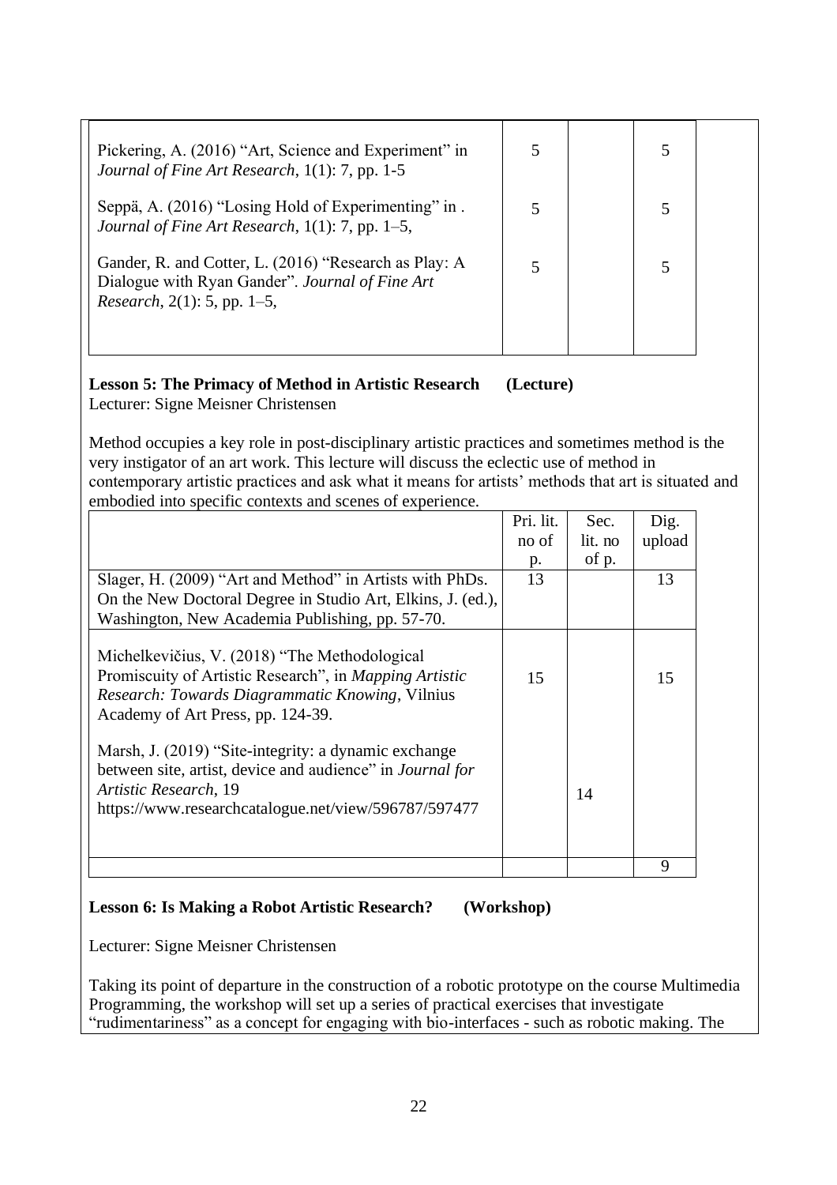| | | | |
|---|---|---|---|
| Pickering, A. (2016) "Art, Science and Experiment" in *Journal of Fine Art Research*, 1(1): 7, pp. 1-5 | 5 | | 5 |
| Seppä, A. (2016) "Losing Hold of Experimenting" in . *Journal of Fine Art Research*, 1(1): 7, pp. 1–5, | 5 | | 5 |
| Gander, R. and Cotter, L. (2016) "Research as Play: A Dialogue with Ryan Gander". *Journal of Fine Art Research*, 2(1): 5, pp. 1–5, | 5 | | 5 |

**Lesson 5: The Primacy of Method in Artistic Research (Lecture)**
Lecturer: Signe Meisner Christensen

Method occupies a key role in post-disciplinary artistic practices and sometimes method is the very instigator of an art work. This lecture will discuss the eclectic use of method in contemporary artistic practices and ask what it means for artists' methods that art is situated and embodied into specific contexts and scenes of experience.

| | Pri. lit. no of p. | Sec. lit. no of p. | Dig. upload |
|---|---|---|---|
| Slager, H. (2009) "Art and Method" in Artists with PhDs. On the New Doctoral Degree in Studio Art, Elkins, J. (ed.), Washington, New Academia Publishing, pp. 57-70. | 13 | | 13 |
| Michelkevičius, V. (2018) "The Methodological Promiscuity of Artistic Research", in *Mapping Artistic Research: Towards Diagrammatic Knowing*, Vilnius Academy of Art Press, pp. 124-39. | 15 | | 15 |
| Marsh, J. (2019) "Site-integrity: a dynamic exchange between site, artist, device and audience" in *Journal for Artistic Research*, 19 https://www.researchcatalogue.net/view/596787/597477 | | 14 | |
| | | | 9 |

**Lesson 6: Is Making a Robot Artistic Research? (Workshop)**

Lecturer: Signe Meisner Christensen

Taking its point of departure in the construction of a robotic prototype on the course Multimedia Programming, the workshop will set up a series of practical exercises that investigate "rudimentariness" as a concept for engaging with bio-interfaces - such as robotic making. The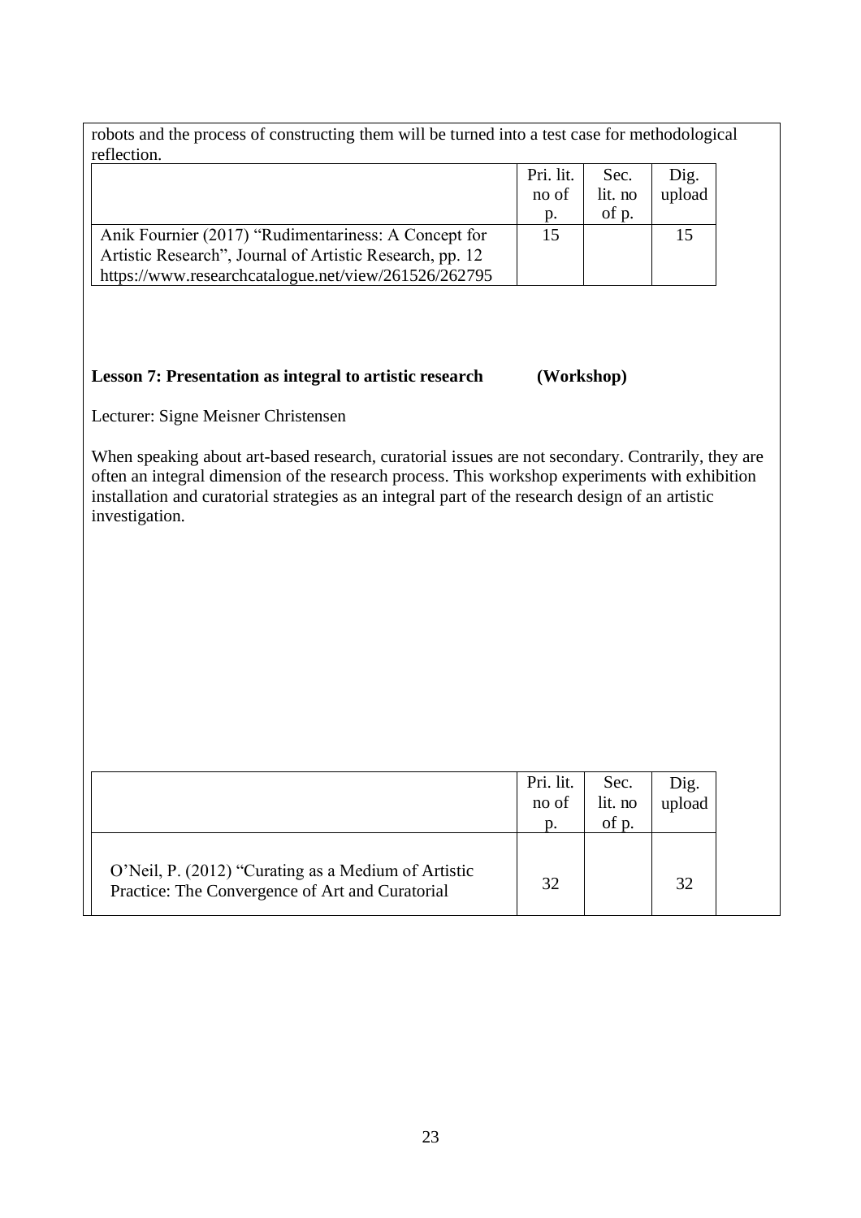robots and the process of constructing them will be turned into a test case for methodological reflection.

| | Pri. lit. no of p. | Sec. lit. no of p. | Dig. upload |
|---|---|---|---|
| Anik Fournier (2017) "Rudimentariness: A Concept for Artistic Research", Journal of Artistic Research, pp. 12 https://www.researchcatalogue.net/view/261526/262795 | 15 | | 15 |

**Lesson 7: Presentation as integral to artistic research (Workshop)**

Lecturer: Signe Meisner Christensen

When speaking about art-based research, curatorial issues are not secondary. Contrarily, they are often an integral dimension of the research process. This workshop experiments with exhibition installation and curatorial strategies as an integral part of the research design of an artistic investigation.

| | Pri. lit. no of p. | Sec. lit. no of p. | Dig. upload |
|---|---|---|---|
| O'Neil, P. (2012) "Curating as a Medium of Artistic Practice: The Convergence of Art and Curatorial | 32 | | 32 |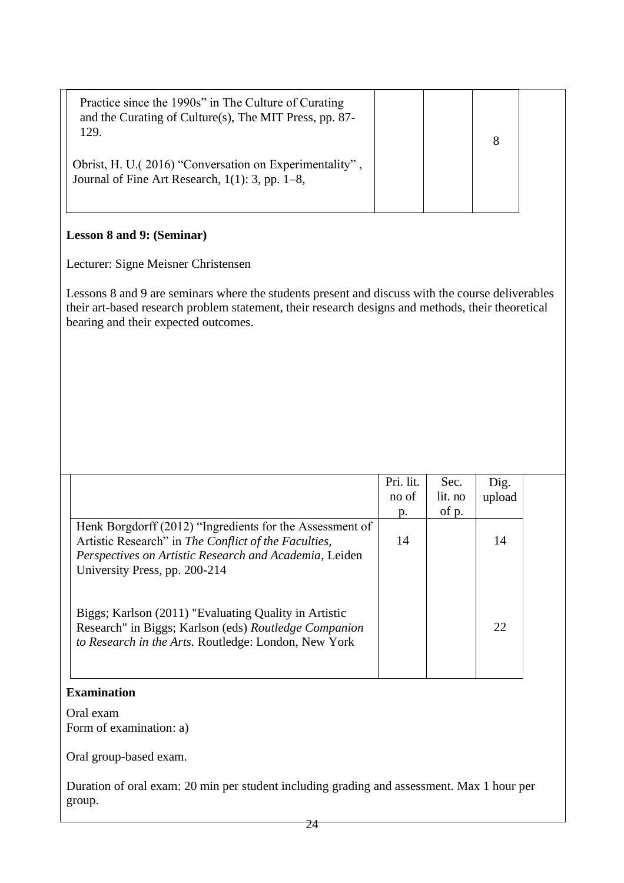| | | | |
|---|---|---|---|
| Practice since the 1990s" in The Culture of Curating and the Curating of Culture(s), The MIT Press, pp. 87-129.<br><br>Obrist, H. U.( 2016) "Conversation on Experimentality", Journal of Fine Art Research, 1(1): 3, pp. 1–8, | | | 8 |

**Lesson 8 and 9: (Seminar)**

Lecturer: Signe Meisner Christensen

Lessons 8 and 9 are seminars where the students present and discuss with the course deliverables their art-based research problem statement, their research designs and methods, their theoretical bearing and their expected outcomes.

| | Pri. lit. no of p. | Sec. lit. no of p. | Dig. upload |
|---|---|---|---|
| Henk Borgdorff (2012) "Ingredients for the Assessment of Artistic Research" in *The Conflict of the Faculties, Perspectives on Artistic Research and Academia*, Leiden University Press, pp. 200-214 | 14 | | 14 |
| Biggs; Karlson (2011) "Evaluating Quality in Artistic Research" in Biggs; Karlson (eds) *Routledge Companion to Research in the Arts.* Routledge: London, New York | | | 22 |

**Examination**

Oral exam
Form of examination: a)

Oral group-based exam.

Duration of oral exam: 20 min per student including grading and assessment. Max 1 hour per group.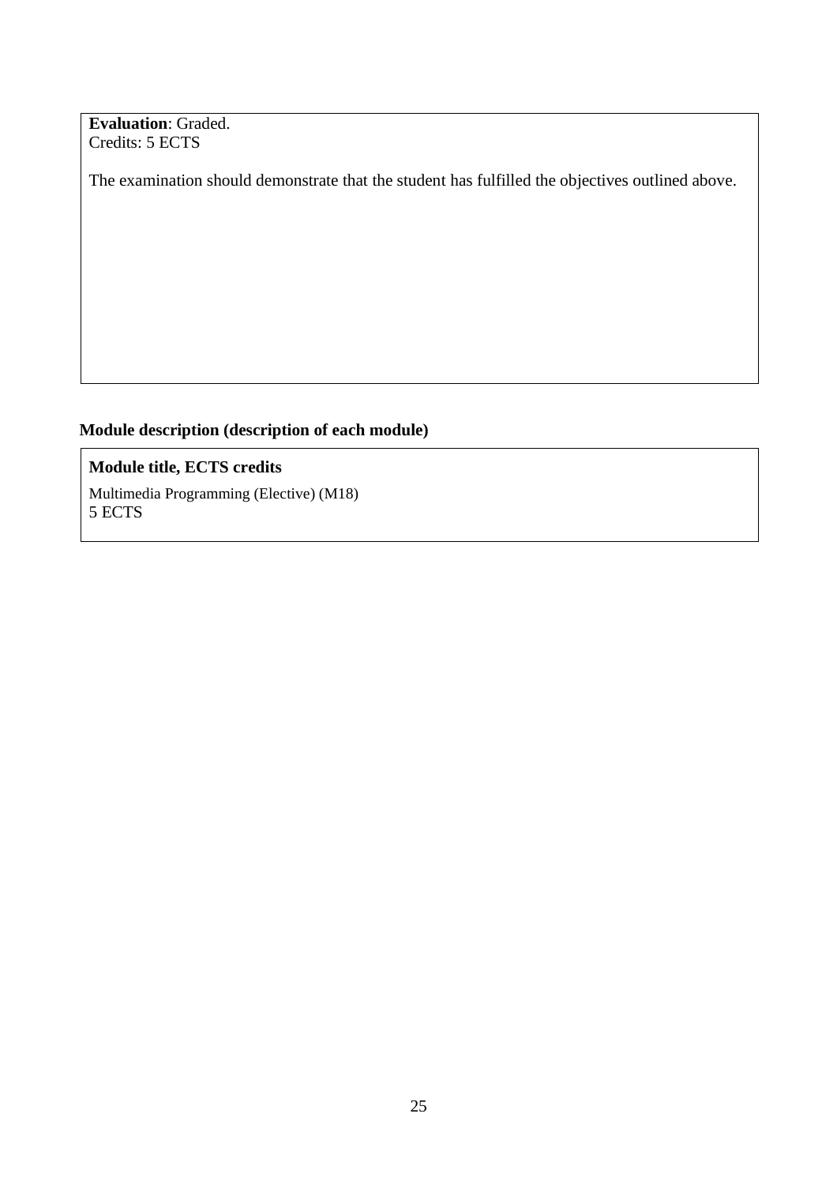**Evaluation**: Graded.
Credits: 5 ECTS

The examination should demonstrate that the student has fulfilled the objectives outlined above.

### Module description (description of each module)

**Module title, ECTS credits**

Multimedia Programming (Elective) (M18)
5 ECTS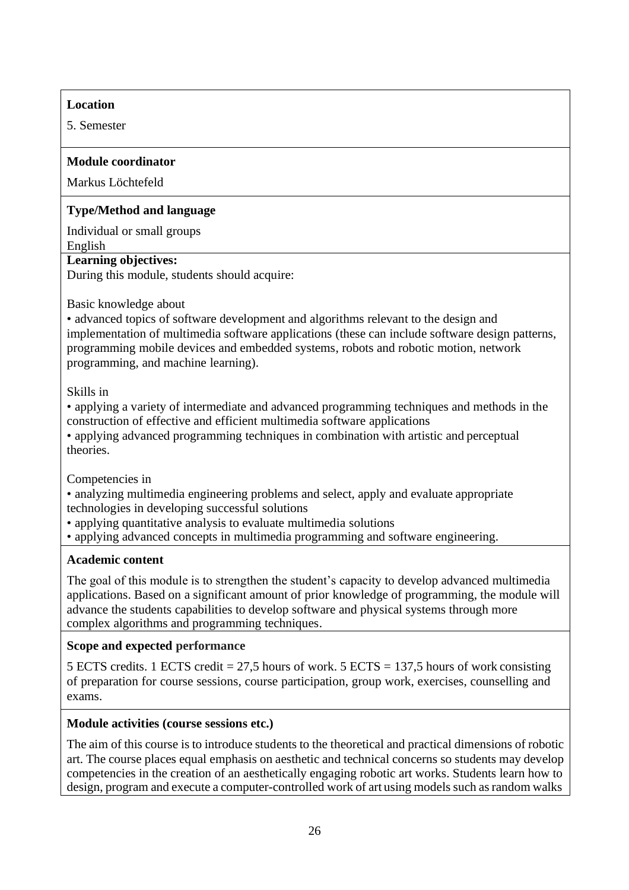**Location**

5. Semester

**Module coordinator**

Markus Löchtefeld

**Type/Method and language**

Individual or small groups
English

**Learning objectives:**

During this module, students should acquire:

Basic knowledge about

• advanced topics of software development and algorithms relevant to the design and implementation of multimedia software applications (these can include software design patterns, programming mobile devices and embedded systems, robots and robotic motion, network programming, and machine learning).

Skills in

• applying a variety of intermediate and advanced programming techniques and methods in the construction of effective and efficient multimedia software applications
• applying advanced programming techniques in combination with artistic and perceptual theories.

Competencies in

• analyzing multimedia engineering problems and select, apply and evaluate appropriate technologies in developing successful solutions
• applying quantitative analysis to evaluate multimedia solutions
• applying advanced concepts in multimedia programming and software engineering.

**Academic content**

The goal of this module is to strengthen the student's capacity to develop advanced multimedia applications. Based on a significant amount of prior knowledge of programming, the module will advance the students capabilities to develop software and physical systems through more complex algorithms and programming techniques.

**Scope and expected performance**

5 ECTS credits. 1 ECTS credit = 27,5 hours of work. 5 ECTS = 137,5 hours of work consisting of preparation for course sessions, course participation, group work, exercises, counselling and exams.

**Module activities (course sessions etc.)**

The aim of this course is to introduce students to the theoretical and practical dimensions of robotic art. The course places equal emphasis on aesthetic and technical concerns so students may develop competencies in the creation of an aesthetically engaging robotic art works. Students learn how to design, program and execute a computer-controlled work of art using models such as random walks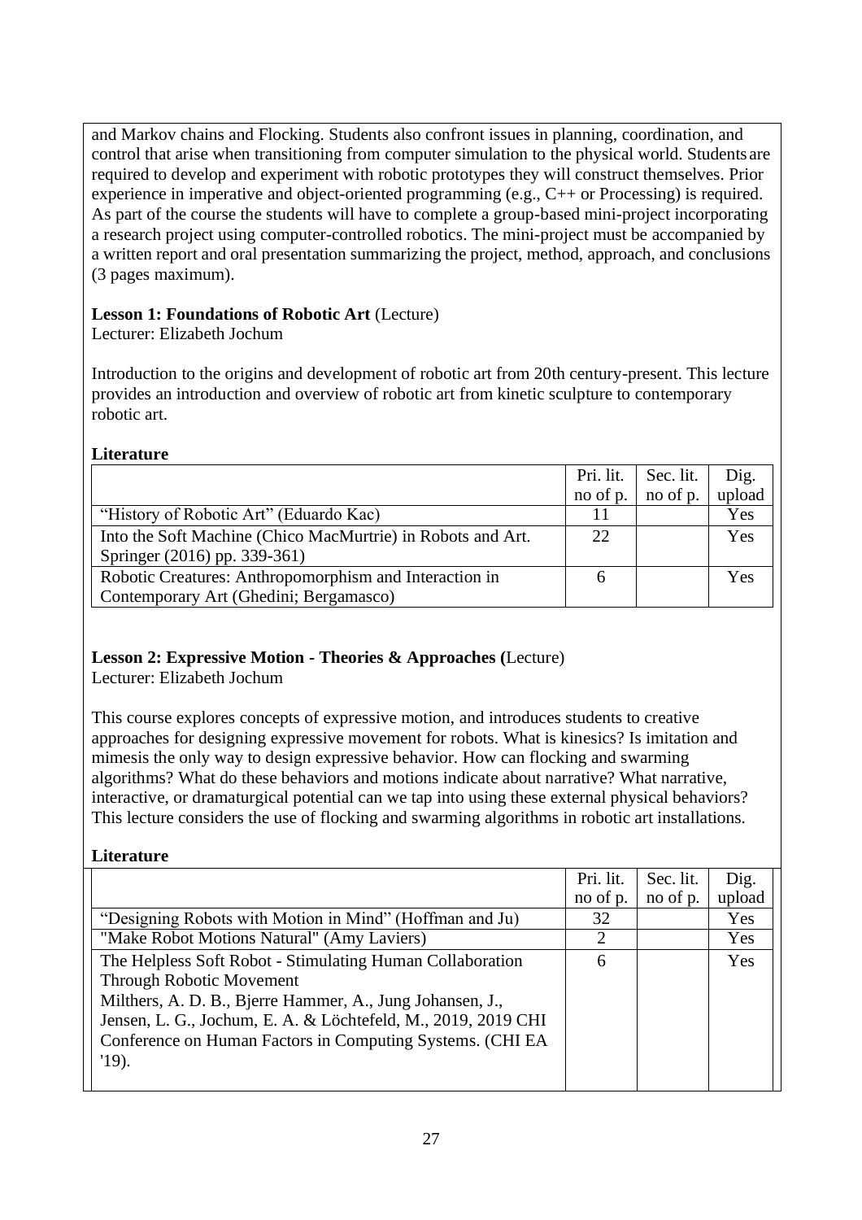and Markov chains and Flocking. Students also confront issues in planning, coordination, and control that arise when transitioning from computer simulation to the physical world. Students are required to develop and experiment with robotic prototypes they will construct themselves. Prior experience in imperative and object-oriented programming (e.g., C++ or Processing) is required. As part of the course the students will have to complete a group-based mini-project incorporating a research project using computer-controlled robotics. The mini-project must be accompanied by a written report and oral presentation summarizing the project, method, approach, and conclusions (3 pages maximum).

**Lesson 1: Foundations of Robotic Art** (Lecture)
Lecturer: Elizabeth Jochum

Introduction to the origins and development of robotic art from 20th century-present. This lecture provides an introduction and overview of robotic art from kinetic sculpture to contemporary robotic art.

**Literature**

| | Pri. lit. no of p. | Sec. lit. no of p. | Dig. upload |
|---|---|---|---|
| "History of Robotic Art" (Eduardo Kac) | 11 | | Yes |
| Into the Soft Machine (Chico MacMurtrie) in Robots and Art. Springer (2016) pp. 339-361) | 22 | | Yes |
| Robotic Creatures: Anthropomorphism and Interaction in Contemporary Art (Ghedini; Bergamasco) | 6 | | Yes |

**Lesson 2: Expressive Motion - Theories & Approaches (**Lecture)
Lecturer: Elizabeth Jochum

This course explores concepts of expressive motion, and introduces students to creative approaches for designing expressive movement for robots. What is kinesics? Is imitation and mimesis the only way to design expressive behavior. How can flocking and swarming algorithms? What do these behaviors and motions indicate about narrative? What narrative, interactive, or dramaturgical potential can we tap into using these external physical behaviors? This lecture considers the use of flocking and swarming algorithms in robotic art installations.

**Literature**

| | Pri. lit. no of p. | Sec. lit. no of p. | Dig. upload |
|---|---|---|---|
| "Designing Robots with Motion in Mind" (Hoffman and Ju) | 32 | | Yes |
| "Make Robot Motions Natural" (Amy Laviers) | 2 | | Yes |
| The Helpless Soft Robot - Stimulating Human Collaboration Through Robotic Movement Milthers, A. D. B., Bjerre Hammer, A., Jung Johansen, J., Jensen, L. G., Jochum, E. A. & Löchtefeld, M., 2019, 2019 CHI Conference on Human Factors in Computing Systems. (CHI EA '19). | 6 | | Yes |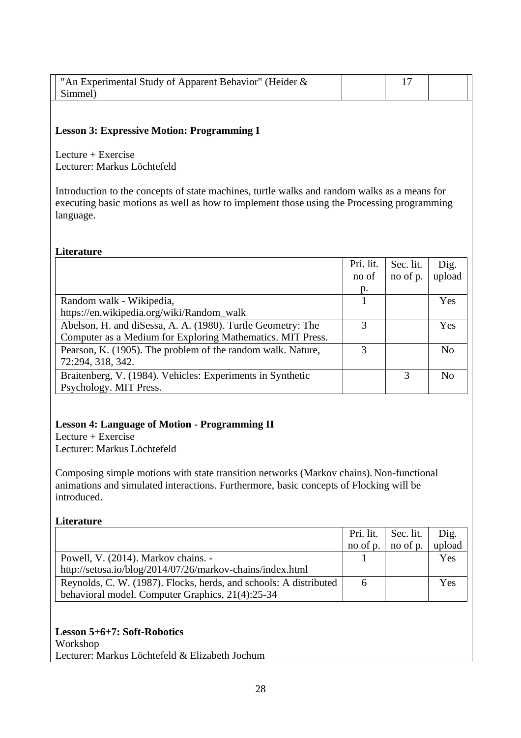| | | | |
|---|---|---|---|
| "An Experimental Study of Apparent Behavior" (Heider & Simmel) | | 17 | |

**Lesson 3: Expressive Motion: Programming I**

Lecture + Exercise
Lecturer: Markus Löchtefeld

Introduction to the concepts of state machines, turtle walks and random walks as a means for executing basic motions as well as how to implement those using the Processing programming language.

**Literature**

| | Pri. lit. no of p. | Sec. lit. no of p. | Dig. upload |
|---|---|---|---|
| Random walk - Wikipedia, https://en.wikipedia.org/wiki/Random_walk | 1 | | Yes |
| Abelson, H. and diSessa, A. A. (1980). Turtle Geometry: The Computer as a Medium for Exploring Mathematics. MIT Press. | 3 | | Yes |
| Pearson, K. (1905). The problem of the random walk. Nature, 72:294, 318, 342. | 3 | | No |
| Braitenberg, V. (1984). Vehicles: Experiments in Synthetic Psychology. MIT Press. | | 3 | No |

**Lesson 4: Language of Motion - Programming II**

Lecture + Exercise
Lecturer: Markus Löchtefeld

Composing simple motions with state transition networks (Markov chains). Non-functional animations and simulated interactions. Furthermore, basic concepts of Flocking will be introduced.

**Literature**

| | Pri. lit. no of p. | Sec. lit. no of p. | Dig. upload |
|---|---|---|---|
| Powell, V. (2014). Markov chains. - http://setosa.io/blog/2014/07/26/markov-chains/index.html | 1 | | Yes |
| Reynolds, C. W. (1987). Flocks, herds, and schools: A distributed behavioral model. Computer Graphics, 21(4):25-34 | 6 | | Yes |

**Lesson 5+6+7: Soft-Robotics**

Workshop
Lecturer: Markus Löchtefeld & Elizabeth Jochum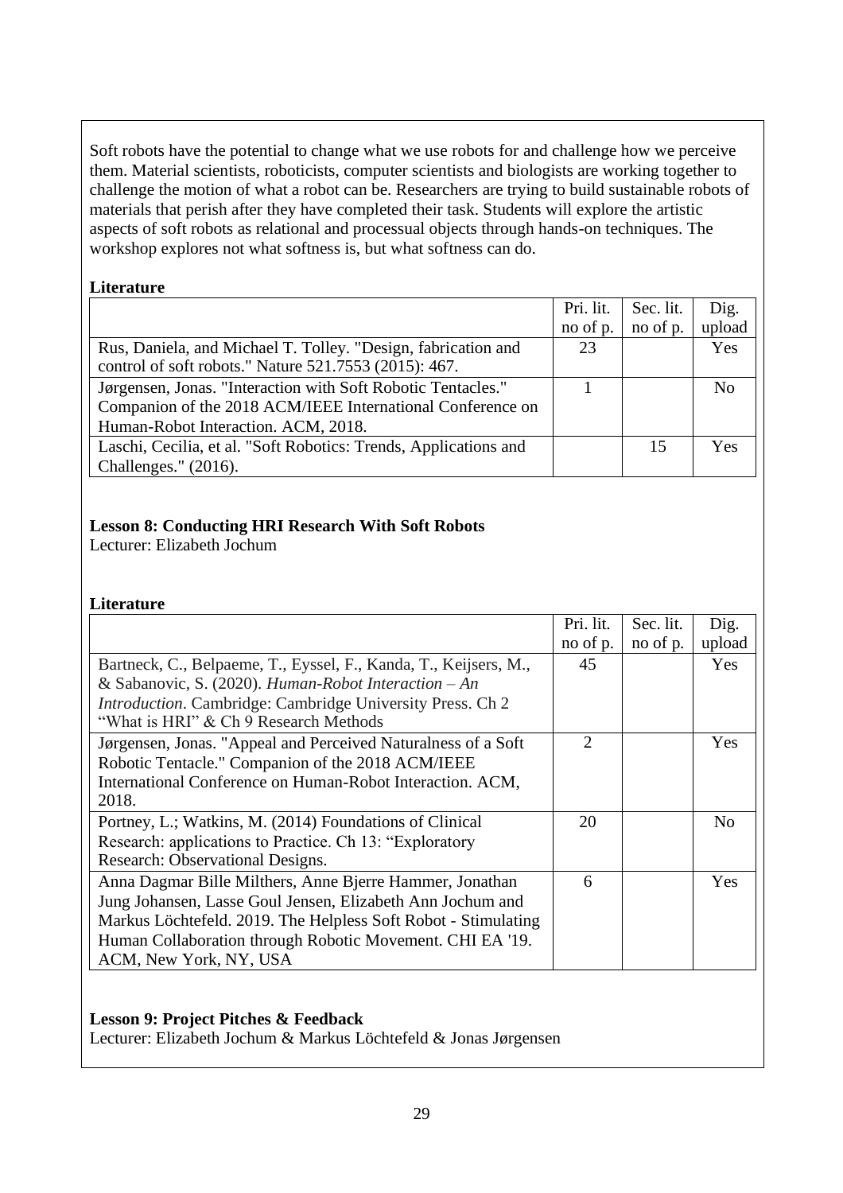Soft robots have the potential to change what we use robots for and challenge how we perceive them. Material scientists, roboticists, computer scientists and biologists are working together to challenge the motion of what a robot can be. Researchers are trying to build sustainable robots of materials that perish after they have completed their task. Students will explore the artistic aspects of soft robots as relational and processual objects through hands-on techniques. The workshop explores not what softness is, but what softness can do.

**Literature**

| | Pri. lit. no of p. | Sec. lit. no of p. | Dig. upload |
|---|---|---|---|
| Rus, Daniela, and Michael T. Tolley. "Design, fabrication and control of soft robots." Nature 521.7553 (2015): 467. | 23 | | Yes |
| Jørgensen, Jonas. "Interaction with Soft Robotic Tentacles." Companion of the 2018 ACM/IEEE International Conference on Human-Robot Interaction. ACM, 2018. | 1 | | No |
| Laschi, Cecilia, et al. "Soft Robotics: Trends, Applications and Challenges." (2016). | | 15 | Yes |

**Lesson 8: Conducting HRI Research With Soft Robots**
Lecturer: Elizabeth Jochum

**Literature**

| | Pri. lit. no of p. | Sec. lit. no of p. | Dig. upload |
|---|---|---|---|
| Bartneck, C., Belpaeme, T., Eyssel, F., Kanda, T., Keijsers, M., & Sabanovic, S. (2020). *Human-Robot Interaction – An Introduction*. Cambridge: Cambridge University Press. Ch 2 "What is HRI" & Ch 9 Research Methods | 45 | | Yes |
| Jørgensen, Jonas. "Appeal and Perceived Naturalness of a Soft Robotic Tentacle." Companion of the 2018 ACM/IEEE International Conference on Human-Robot Interaction. ACM, 2018. | 2 | | Yes |
| Portney, L.; Watkins, M. (2014) Foundations of Clinical Research: applications to Practice. Ch 13: "Exploratory Research: Observational Designs. | 20 | | No |
| Anna Dagmar Bille Milthers, Anne Bjerre Hammer, Jonathan Jung Johansen, Lasse Goul Jensen, Elizabeth Ann Jochum and Markus Löchtefeld. 2019. The Helpless Soft Robot - Stimulating Human Collaboration through Robotic Movement. CHI EA '19. ACM, New York, NY, USA | 6 | | Yes |

**Lesson 9: Project Pitches & Feedback**
Lecturer: Elizabeth Jochum & Markus Löchtefeld & Jonas Jørgensen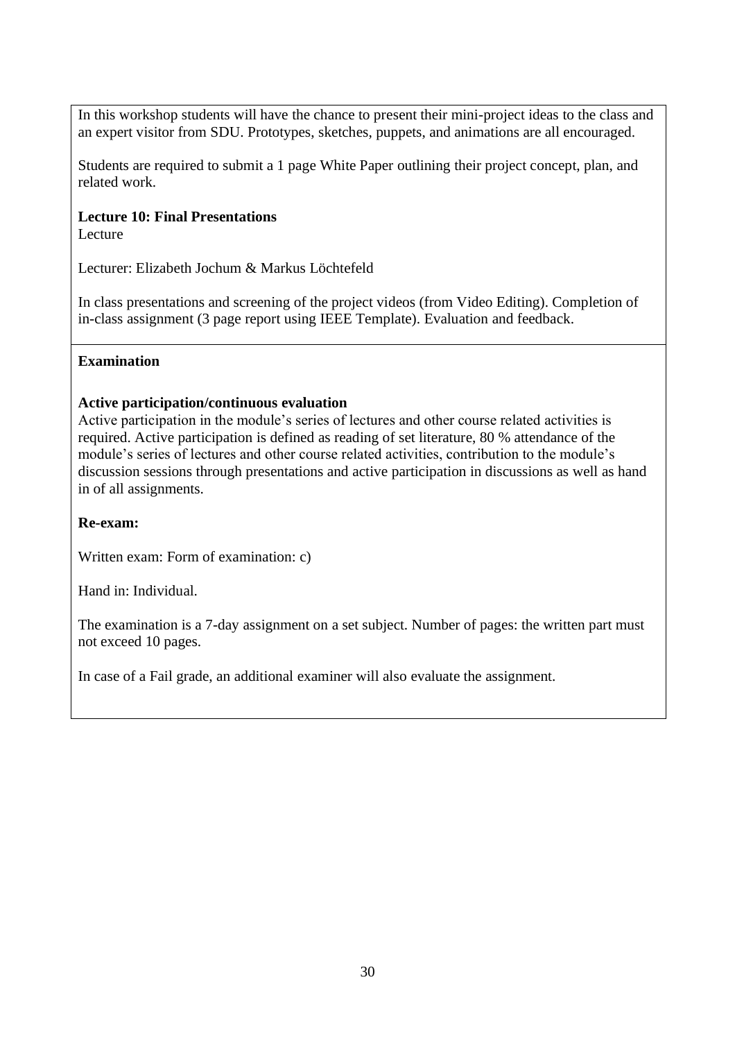In this workshop students will have the chance to present their mini-project ideas to the class and an expert visitor from SDU. Prototypes, sketches, puppets, and animations are all encouraged.

Students are required to submit a 1 page White Paper outlining their project concept, plan, and related work.

**Lecture 10: Final Presentations**
Lecture

Lecturer: Elizabeth Jochum & Markus Löchtefeld

In class presentations and screening of the project videos (from Video Editing). Completion of in-class assignment (3 page report using IEEE Template). Evaluation and feedback.

**Examination**

**Active participation/continuous evaluation**
Active participation in the module's series of lectures and other course related activities is required. Active participation is defined as reading of set literature, 80 % attendance of the module's series of lectures and other course related activities, contribution to the module's discussion sessions through presentations and active participation in discussions as well as hand in of all assignments.

**Re-exam:**

Written exam: Form of examination: c)

Hand in: Individual.

The examination is a 7-day assignment on a set subject. Number of pages: the written part must not exceed 10 pages.

In case of a Fail grade, an additional examiner will also evaluate the assignment.